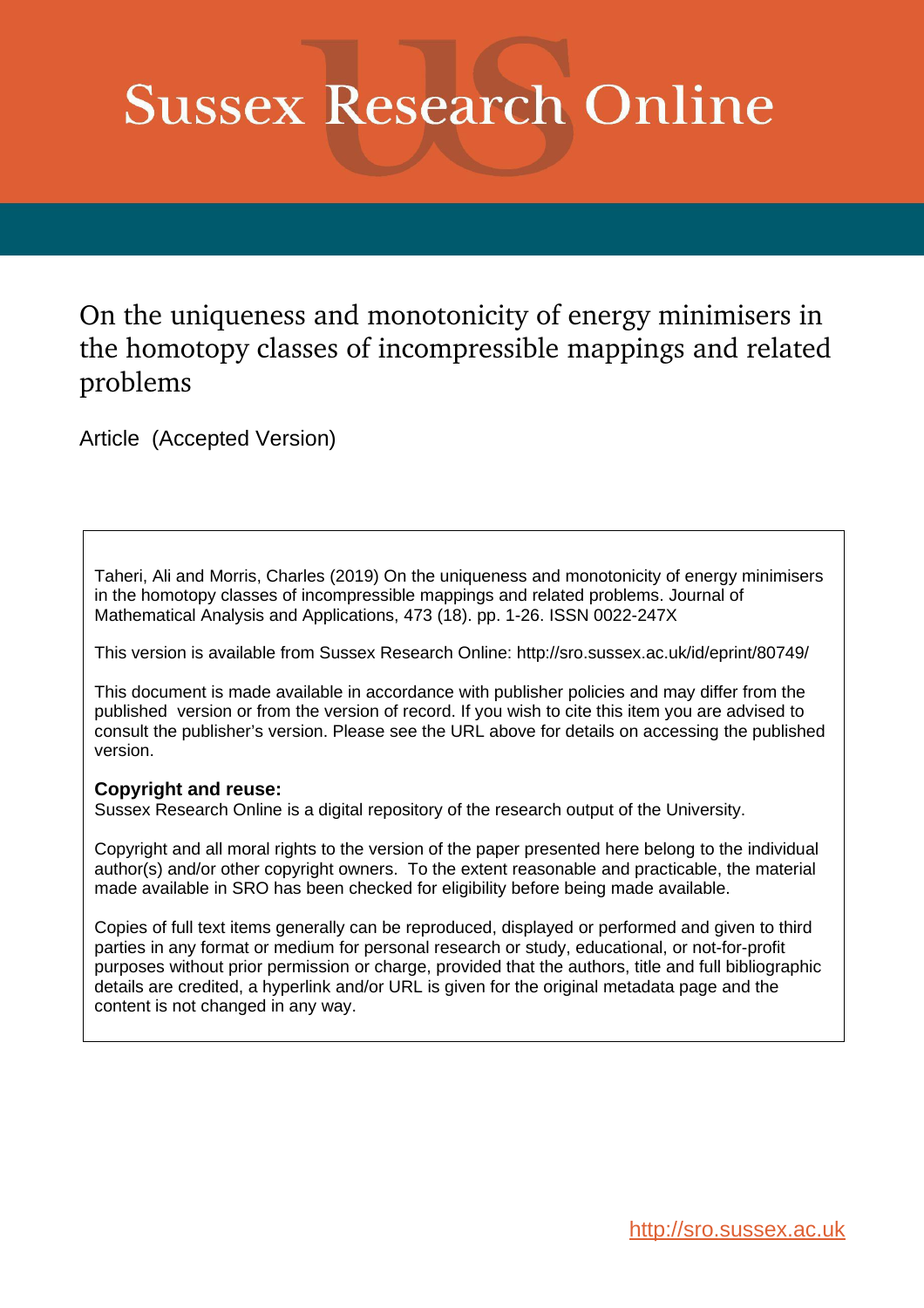# Sussex Research Online

## On the uniqueness and monotonicity of energy minimisers in the homotopy classes of incompressible mappings and related problems

Article (Accepted Version)

Taheri, Ali and Morris, Charles (2019) On the uniqueness and monotonicity of energy minimisers in the homotopy classes of incompressible mappings and related problems. Journal of Mathematical Analysis and Applications, 473 (18). pp. 1-26. ISSN 0022-247X

This version is available from Sussex Research Online: http://sro.sussex.ac.uk/id/eprint/80749/

This document is made available in accordance with publisher policies and may differ from the published version or from the version of record. If you wish to cite this item you are advised to consult the publisher's version. Please see the URL above for details on accessing the published version.

**Copyright and reuse:**
Sussex Research Online is a digital repository of the research output of the University.

Copyright and all moral rights to the version of the paper presented here belong to the individual author(s) and/or other copyright owners. To the extent reasonable and practicable, the material made available in SRO has been checked for eligibility before being made available.

Copies of full text items generally can be reproduced, displayed or performed and given to third parties in any format or medium for personal research or study, educational, or not-for-profit purposes without prior permission or charge, provided that the authors, title and full bibliographic details are credited, a hyperlink and/or URL is given for the original metadata page and the content is not changed in any way.

http://sro.sussex.ac.uk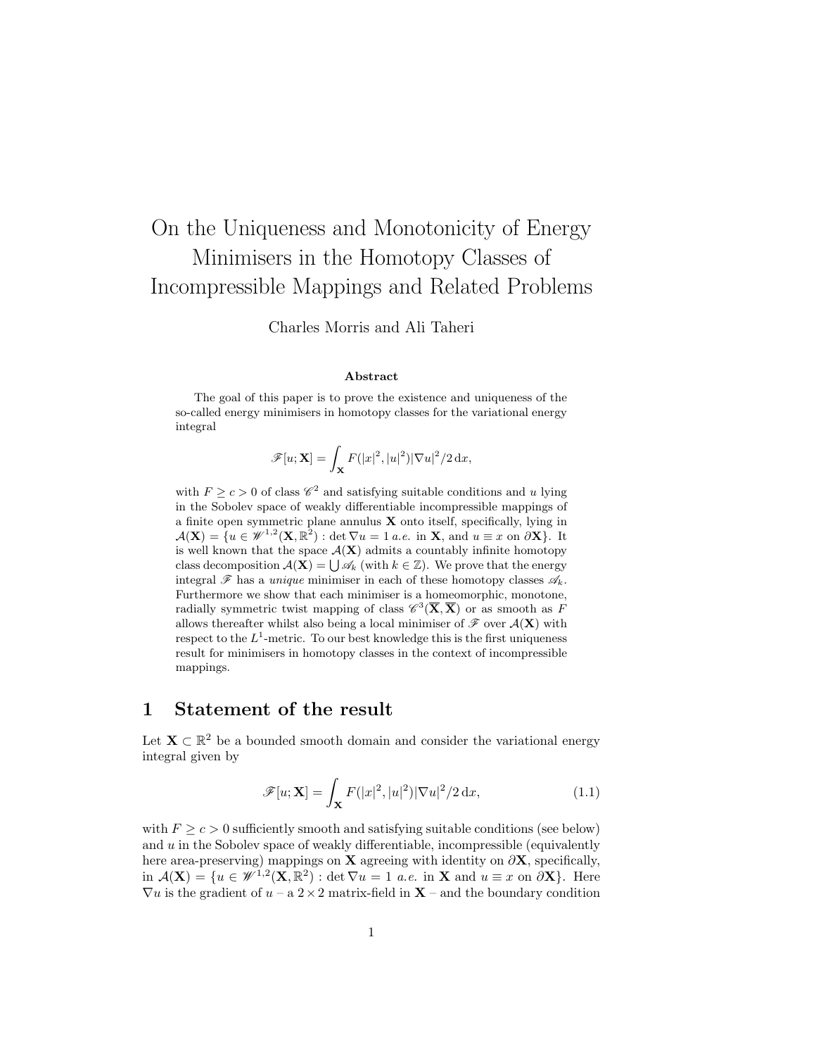# On the Uniqueness and Monotonicity of Energy Minimisers in the Homotopy Classes of Incompressible Mappings and Related Problems

Charles Morris and Ali Taheri

**Abstract**

The goal of this paper is to prove the existence and uniqueness of the so-called energy minimisers in homotopy classes for the variational energy integral

$$\mathscr{F}[u;\mathbf{X}] = \int_{\mathbf{X}} F(|x|^2, |u|^2)|\nabla u|^2/2 \, \mathrm{d}x,$$

with $F \geq c > 0$ of class $\mathscr{C}^2$ and satisfying suitable conditions and $u$ lying in the Sobolev space of weakly differentiable incompressible mappings of a finite open symmetric plane annulus $\mathbf{X}$ onto itself, specifically, lying in $\mathcal{A}(\mathbf{X}) = \{u \in \mathscr{W}^{1,2}(\mathbf{X}, \mathbb{R}^2) : \det \nabla u = 1 \; a.e. \text{ in } \mathbf{X}, \text{ and } u \equiv x \text{ on } \partial\mathbf{X}\}$. It is well known that the space $\mathcal{A}(\mathbf{X})$ admits a countably infinite homotopy class decomposition $\mathcal{A}(\mathbf{X}) = \bigcup \mathscr{A}_k$ (with $k \in \mathbb{Z}$). We prove that the energy integral $\mathscr{F}$ has a *unique* minimiser in each of these homotopy classes $\mathscr{A}_k$. Furthermore we show that each minimiser is a homeomorphic, monotone, radially symmetric twist mapping of class $\mathscr{C}^3(\overline{\mathbf{X}}, \overline{\mathbf{X}})$ or as smooth as $F$ allows thereafter whilst also being a local minimiser of $\mathscr{F}$ over $\mathcal{A}(\mathbf{X})$ with respect to the $L^1$-metric. To our best knowledge this is the first uniqueness result for minimisers in homotopy classes in the context of incompressible mappings.

## 1 Statement of the result

Let $\mathbf{X} \subset \mathbb{R}^2$ be a bounded smooth domain and consider the variational energy integral given by

$$\mathscr{F}[u;\mathbf{X}] = \int_{\mathbf{X}} F(|x|^2, |u|^2)|\nabla u|^2/2 \, \mathrm{d}x, \tag{1.1}$$

with $F \geq c > 0$ sufficiently smooth and satisfying suitable conditions (see below) and $u$ in the Sobolev space of weakly differentiable, incompressible (equivalently here area-preserving) mappings on $\mathbf{X}$ agreeing with identity on $\partial\mathbf{X}$, specifically, in $\mathcal{A}(\mathbf{X}) = \{u \in \mathscr{W}^{1,2}(\mathbf{X}, \mathbb{R}^2) : \det \nabla u = 1 \; a.e. \text{ in } \mathbf{X} \text{ and } u \equiv x \text{ on } \partial\mathbf{X}\}$. Here $\nabla u$ is the gradient of $u$ – a $2 \times 2$ matrix-field in $\mathbf{X}$ – and the boundary condition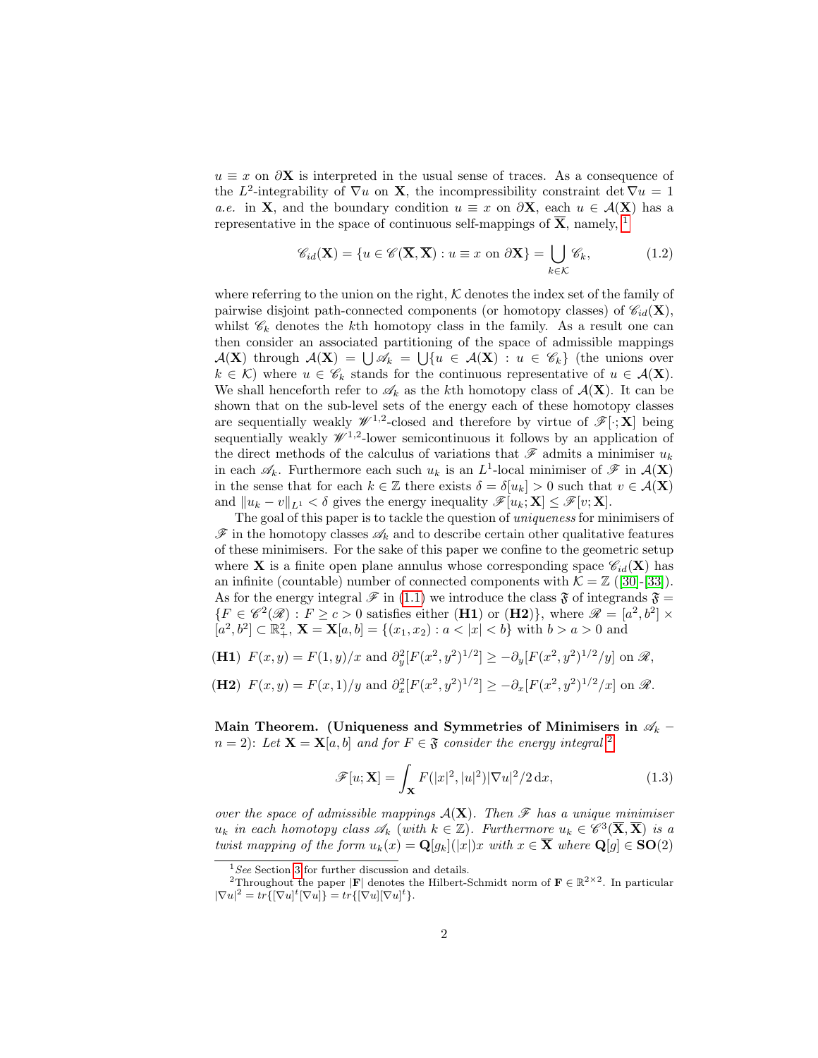$u \equiv x$ on $\partial\mathbf{X}$ is interpreted in the usual sense of traces. As a consequence of the $L^2$-integrability of $\nabla u$ on $\mathbf{X}$, the incompressibility constraint $\det \nabla u = 1$ *a.e.* in $\mathbf{X}$, and the boundary condition $u \equiv x$ on $\partial\mathbf{X}$, each $u \in \mathcal{A}(\mathbf{X})$ has a representative in the space of continuous self-mappings of $\overline{\mathbf{X}}$, namely, [1]

$$\mathscr{C}_{id}(\mathbf{X}) = \{u \in \mathscr{C}(\overline{\mathbf{X}}, \overline{\mathbf{X}}) : u \equiv x \text{ on } \partial\mathbf{X}\} = \bigcup_{k \in \mathcal{K}} \mathscr{C}_k, \tag{1.2}$$

where referring to the union on the right, $\mathcal{K}$ denotes the index set of the family of pairwise disjoint path-connected components (or homotopy classes) of $\mathscr{C}_{id}(\mathbf{X})$, whilst $\mathscr{C}_k$ denotes the $k$th homotopy class in the family. As a result one can then consider an associated partitioning of the space of admissible mappings $\mathcal{A}(\mathbf{X})$ through $\mathcal{A}(\mathbf{X}) = \bigcup \mathscr{A}_k = \bigcup\{u \in \mathcal{A}(\mathbf{X}) : u \in \mathscr{C}_k\}$ (the unions over $k \in \mathcal{K}$) where $u \in \mathscr{C}_k$ stands for the continuous representative of $u \in \mathcal{A}(\mathbf{X})$. We shall henceforth refer to $\mathscr{A}_k$ as the $k$th homotopy class of $\mathcal{A}(\mathbf{X})$. It can be shown that on the sub-level sets of the energy each of these homotopy classes are sequentially weakly $\mathscr{W}^{1,2}$-closed and therefore by virtue of $\mathscr{F}[\cdot; \mathbf{X}]$ being sequentially weakly $\mathscr{W}^{1,2}$-lower semicontinuous it follows by an application of the direct methods of the calculus of variations that $\mathscr{F}$ admits a minimiser $u_k$ in each $\mathscr{A}_k$. Furthermore each such $u_k$ is an $L^1$-local minimiser of $\mathscr{F}$ in $\mathcal{A}(\mathbf{X})$ in the sense that for each $k \in \mathbb{Z}$ there exists $\delta = \delta[u_k] > 0$ such that $v \in \mathcal{A}(\mathbf{X})$ and $\|u_k - v\|_{L^1} < \delta$ gives the energy inequality $\mathscr{F}[u_k; \mathbf{X}] \le \mathscr{F}[v; \mathbf{X}]$.

The goal of this paper is to tackle the question of *uniqueness* for minimisers of $\mathscr{F}$ in the homotopy classes $\mathscr{A}_k$ and to describe certain other qualitative features of these minimisers. For the sake of this paper we confine to the geometric setup where $\mathbf{X}$ is a finite open plane annulus whose corresponding space $\mathscr{C}_{id}(\mathbf{X})$ has an infinite (countable) number of connected components with $\mathcal{K} = \mathbb{Z}$ ([30]-[33]). As for the energy integral $\mathscr{F}$ in (1.1) we introduce the class $\mathfrak{F}$ of integrands $\mathfrak{F} = \{F \in \mathscr{C}^2(\mathscr{R}) : F \ge c > 0$ satisfies either **(H1)** or **(H2)**$\}$, where $\mathscr{R} = [a^2, b^2] \times [a^2, b^2] \subset \mathbb{R}^2_+$, $\mathbf{X} = \mathbf{X}[a, b] = \{(x_1, x_2) : a < |x| < b\}$ with $b > a > 0$ and

**(H1)** $F(x, y) = F(1, y)/x$ and $\partial^2_y [F(x^2, y^2)^{1/2}] \ge -\partial_y [F(x^2, y^2)^{1/2}/y]$ on $\mathscr{R}$,

**(H2)** $F(x, y) = F(x, 1)/y$ and $\partial^2_x [F(x^2, y^2)^{1/2}] \ge -\partial_x [F(x^2, y^2)^{1/2}/x]$ on $\mathscr{R}$.

**Main Theorem. (Uniqueness and Symmetries of Minimisers in $\mathscr{A}_k$ – $n = 2$):** *Let $\mathbf{X} = \mathbf{X}[a, b]$ and for $F \in \mathfrak{F}$ consider the energy integral* [2]

$$\mathscr{F}[u; \mathbf{X}] = \int_{\mathbf{X}} F(|x|^2, |u|^2)|\nabla u|^2/2 \, dx, \tag{1.3}$$

*over the space of admissible mappings $\mathcal{A}(\mathbf{X})$. Then $\mathscr{F}$ has a unique minimiser $u_k$ in each homotopy class $\mathscr{A}_k$ (with $k \in \mathbb{Z}$). Furthermore $u_k \in \mathscr{C}^3(\overline{\mathbf{X}}, \overline{\mathbf{X}})$ is a twist mapping of the form $u_k(x) = \mathbf{Q}[g_k](|x|)x$ with $x \in \overline{\mathbf{X}}$ where $\mathbf{Q}[g] \in \mathbf{SO}(2)$*

---

[1] *See* Section 3 for further discussion and details.

[2] Throughout the paper $|\mathbf{F}|$ denotes the Hilbert-Schmidt norm of $\mathbf{F} \in \mathbb{R}^{2\times 2}$. In particular $|\nabla u|^2 = tr\{[\nabla u]^t[\nabla u]\} = tr\{[\nabla u][\nabla u]^t\}$.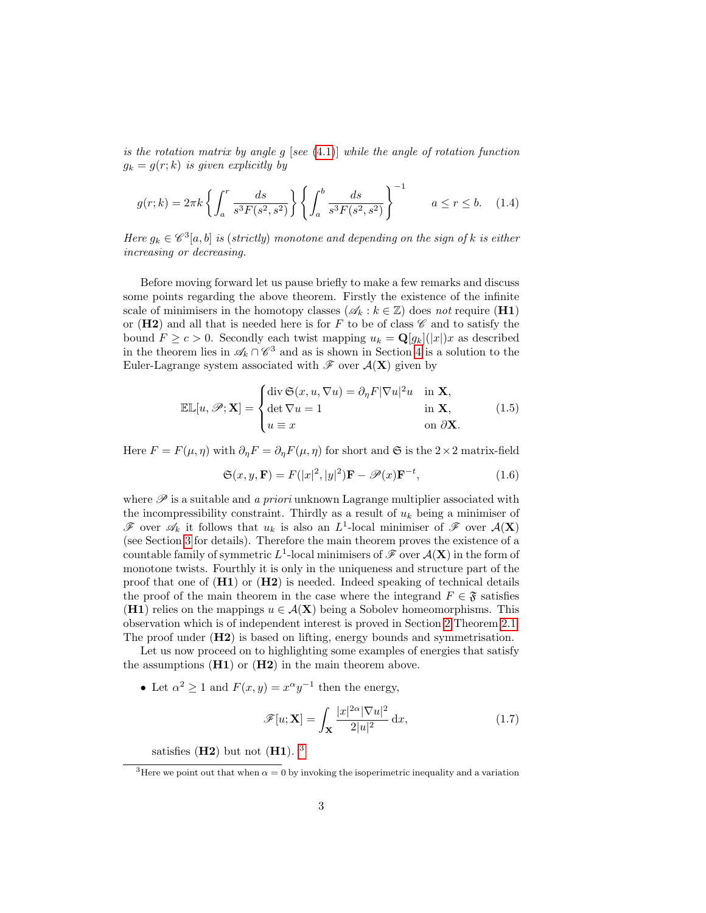*is the rotation matrix by angle $g$ [see (4.1)] while the angle of rotation function $g_k = g(r;k)$ is given explicitly by*

$$g(r;k) = 2\pi k \left\{ \int_a^r \frac{ds}{s^3 F(s^2, s^2)} \right\} \left\{ \int_a^b \frac{ds}{s^3 F(s^2, s^2)} \right\}^{-1} \qquad a \le r \le b. \quad (1.4)$$

*Here $g_k \in \mathscr{C}^3[a,b]$ is (strictly) monotone and depending on the sign of $k$ is either increasing or decreasing.*

Before moving forward let us pause briefly to make a few remarks and discuss some points regarding the above theorem. Firstly the existence of the infinite scale of minimisers in the homotopy classes $(\mathscr{A}_k : k \in \mathbb{Z})$ does *not* require (**H1**) or (**H2**) and all that is needed here is for $F$ to be of class $\mathscr{C}$ and to satisfy the bound $F \ge c > 0$. Secondly each twist mapping $u_k = \mathbf{Q}[g_k](|x|)x$ as described in the theorem lies in $\mathscr{A}_k \cap \mathscr{C}^3$ and as is shown in Section 4 is a solution to the Euler-Lagrange system associated with $\mathscr{F}$ over $\mathcal{A}(\mathbf{X})$ given by

$$\mathbb{EL}[u, \mathscr{P}; \mathbf{X}] = \begin{cases} \operatorname{div} \mathfrak{S}(x, u, \nabla u) = \partial_\eta F |\nabla u|^2 u & \text{in } \mathbf{X}, \\ \det \nabla u = 1 & \text{in } \mathbf{X}, \\ u \equiv x & \text{on } \partial \mathbf{X}. \end{cases} \quad (1.5)$$

Here $F = F(\mu, \eta)$ with $\partial_\eta F = \partial_\eta F(\mu, \eta)$ for short and $\mathfrak{S}$ is the $2 \times 2$ matrix-field

$$\mathfrak{S}(x, y, \mathbf{F}) = F(|x|^2, |y|^2)\mathbf{F} - \mathscr{P}(x)\mathbf{F}^{-t}, \quad (1.6)$$

where $\mathscr{P}$ is a suitable and *a priori* unknown Lagrange multiplier associated with the incompressibility constraint. Thirdly as a result of $u_k$ being a minimiser of $\mathscr{F}$ over $\mathscr{A}_k$ it follows that $u_k$ is also an $L^1$-local minimiser of $\mathscr{F}$ over $\mathcal{A}(\mathbf{X})$ (see Section 3 for details). Therefore the main theorem proves the existence of a countable family of symmetric $L^1$-local minimisers of $\mathscr{F}$ over $\mathcal{A}(\mathbf{X})$ in the form of monotone twists. Fourthly it is only in the uniqueness and structure part of the proof that one of (**H1**) or (**H2**) is needed. Indeed speaking of technical details the proof of the main theorem in the case where the integrand $F \in \mathfrak{F}$ satisfies (**H1**) relies on the mappings $u \in \mathcal{A}(\mathbf{X})$ being a Sobolev homeomorphisms. This observation which is of independent interest is proved in Section 2 Theorem 2.1. The proof under (**H2**) is based on lifting, energy bounds and symmetrisation.

Let us now proceed on to highlighting some examples of energies that satisfy the assumptions (**H1**) or (**H2**) in the main theorem above.

- Let $\alpha^2 \ge 1$ and $F(x, y) = x^\alpha y^{-1}$ then the energy,

  $$\mathscr{F}[u; \mathbf{X}] = \int_{\mathbf{X}} \frac{|x|^{2\alpha} |\nabla u|^2}{2|u|^2} \, dx, \quad (1.7)$$

  satisfies (**H2**) but not (**H1**). [3]

[3] Here we point out that when $\alpha = 0$ by invoking the isoperimetric inequality and a variation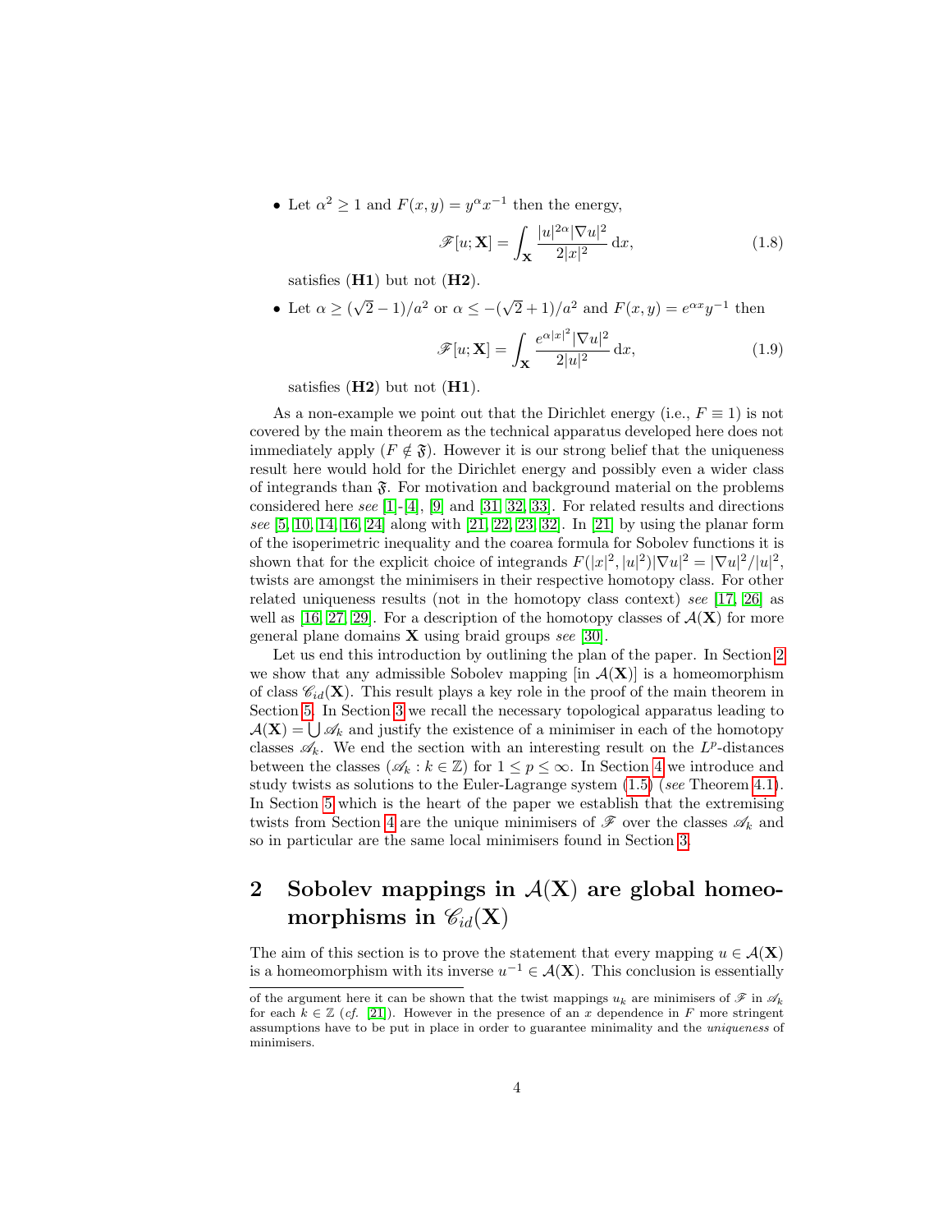- Let $\alpha^2 \geq 1$ and $F(x,y) = y^\alpha x^{-1}$ then the energy,

$$\mathscr{F}[u; \mathbf{X}] = \int_{\mathbf{X}} \frac{|u|^{2\alpha} |\nabla u|^2}{2|x|^2} \, dx, \tag{1.8}$$

  satisfies **(H1)** but not **(H2)**.

- Let $\alpha \geq (\sqrt{2} - 1)/a^2$ or $\alpha \leq -(\sqrt{2}+1)/a^2$ and $F(x,y) = e^{\alpha x} y^{-1}$ then

$$\mathscr{F}[u; \mathbf{X}] = \int_{\mathbf{X}} \frac{e^{\alpha |x|^2} |\nabla u|^2}{2|u|^2} \, dx, \tag{1.9}$$

  satisfies **(H2)** but not **(H1)**.

As a non-example we point out that the Dirichlet energy (i.e., $F \equiv 1$) is not covered by the main theorem as the technical apparatus developed here does not immediately apply ($F \notin \mathfrak{F}$). However it is our strong belief that the uniqueness result here would hold for the Dirichlet energy and possibly even a wider class of integrands than $\mathfrak{F}$. For motivation and background material on the problems considered here *see* [1]-[4], [9] and [31, 32, 33]. For related results and directions *see* [5, 10, 14, 16, 24] along with [21, 22, 23, 32]. In [21] by using the planar form of the isoperimetric inequality and the coarea formula for Sobolev functions it is shown that for the explicit choice of integrands $F(|x|^2, |u|^2)|\nabla u|^2 = |\nabla u|^2/|u|^2$, twists are amongst the minimisers in their respective homotopy class. For other related uniqueness results (not in the homotopy class context) *see* [17, 26] as well as [16, 27, 29]. For a description of the homotopy classes of $\mathcal{A}(\mathbf{X})$ for more general plane domains $\mathbf{X}$ using braid groups *see* [30].

Let us end this introduction by outlining the plan of the paper. In Section 2 we show that any admissible Sobolev mapping [in $\mathcal{A}(\mathbf{X})$] is a homeomorphism of class $\mathscr{C}_{id}(\mathbf{X})$. This result plays a key role in the proof of the main theorem in Section 5. In Section 3 we recall the necessary topological apparatus leading to $\mathcal{A}(\mathbf{X}) = \bigcup \mathscr{A}_k$ and justify the existence of a minimiser in each of the homotopy classes $\mathscr{A}_k$. We end the section with an interesting result on the $L^p$-distances between the classes $(\mathscr{A}_k : k \in \mathbb{Z})$ for $1 \leq p \leq \infty$. In Section 4 we introduce and study twists as solutions to the Euler-Lagrange system (1.5) (*see* Theorem 4.1). In Section 5 which is the heart of the paper we establish that the extremising twists from Section 4 are the unique minimisers of $\mathscr{F}$ over the classes $\mathscr{A}_k$ and so in particular are the same local minimisers found in Section 3.

## 2 Sobolev mappings in $\mathcal{A}(\mathbf{X})$ are global homeomorphisms in $\mathscr{C}_{id}(\mathbf{X})$

The aim of this section is to prove the statement that every mapping $u \in \mathcal{A}(\mathbf{X})$ is a homeomorphism with its inverse $u^{-1} \in \mathcal{A}(\mathbf{X})$. This conclusion is essentially

of the argument here it can be shown that the twist mappings $u_k$ are minimisers of $\mathscr{F}$ in $\mathscr{A}_k$ for each $k \in \mathbb{Z}$ (*cf.* [21]). However in the presence of an $x$ dependence in $F$ more stringent assumptions have to be put in place in order to guarantee minimality and the *uniqueness* of minimisers.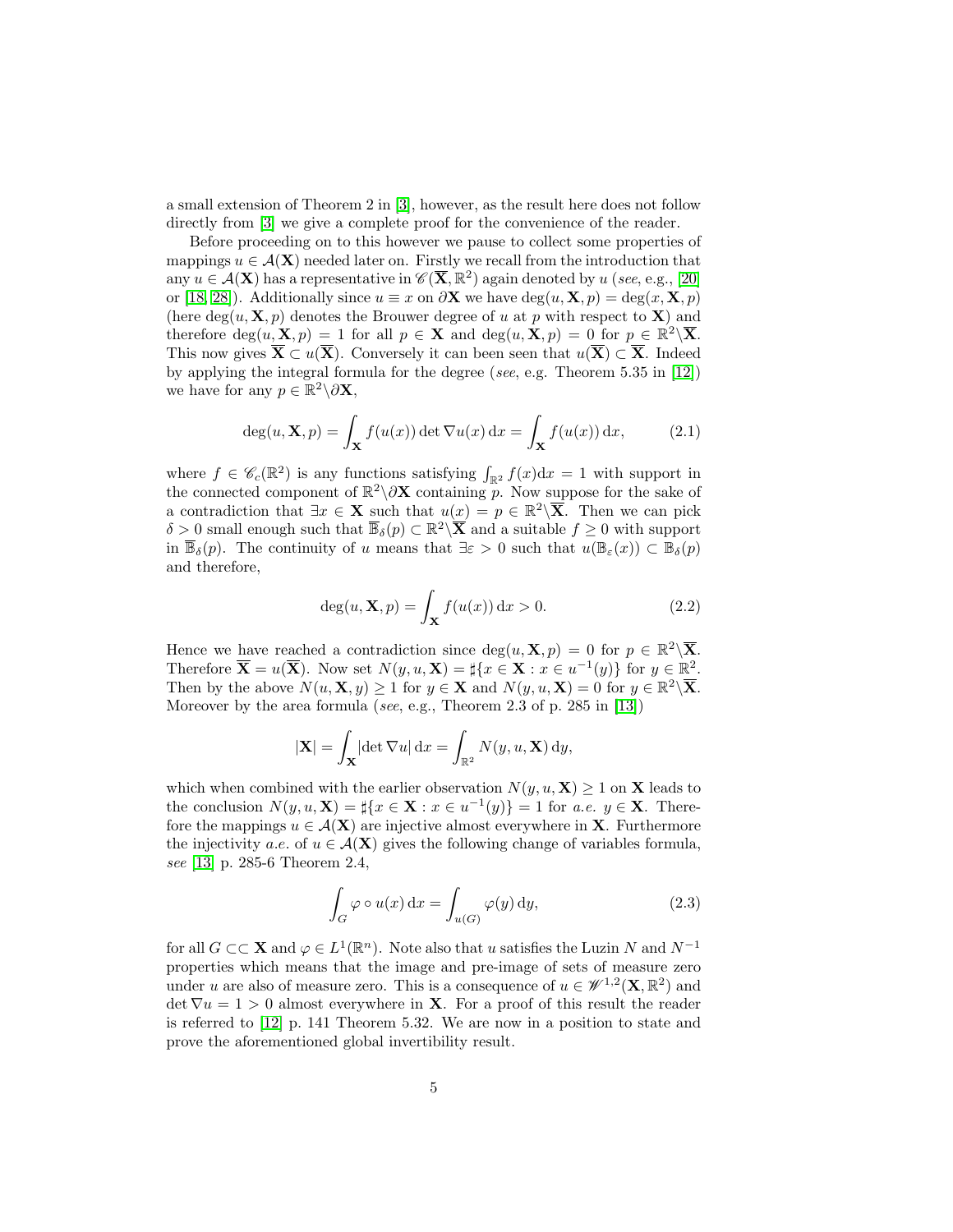a small extension of Theorem 2 in [3], however, as the result here does not follow directly from [3] we give a complete proof for the convenience of the reader.

Before proceeding on to this however we pause to collect some properties of mappings $u \in \mathcal{A}(\mathbf{X})$ needed later on. Firstly we recall from the introduction that any $u \in \mathcal{A}(\mathbf{X})$ has a representative in $\mathscr{C}(\overline{\mathbf{X}}, \mathbb{R}^2)$ again denoted by $u$ (*see*, e.g., [20] or [18, 28]). Additionally since $u \equiv x$ on $\partial\mathbf{X}$ we have $\deg(u, \mathbf{X}, p) = \deg(x, \mathbf{X}, p)$ (here $\deg(u, \mathbf{X}, p)$ denotes the Brouwer degree of $u$ at $p$ with respect to $\mathbf{X}$) and therefore $\deg(u, \mathbf{X}, p) = 1$ for all $p \in \mathbf{X}$ and $\deg(u, \mathbf{X}, p) = 0$ for $p \in \mathbb{R}^2\backslash\overline{\mathbf{X}}$. This now gives $\overline{\mathbf{X}} \subset u(\overline{\mathbf{X}})$. Conversely it can been seen that $u(\overline{\mathbf{X}}) \subset \overline{\mathbf{X}}$. Indeed by applying the integral formula for the degree (*see*, e.g. Theorem 5.35 in [12]) we have for any $p \in \mathbb{R}^2\backslash\partial\mathbf{X}$,

$$\deg(u, \mathbf{X}, p) = \int_{\mathbf{X}} f(u(x)) \det \nabla u(x)\, \mathrm{d}x = \int_{\mathbf{X}} f(u(x))\, \mathrm{d}x, \tag{2.1}$$

where $f \in \mathscr{C}_c(\mathbb{R}^2)$ is any functions satisfying $\int_{\mathbb{R}^2} f(x)\mathrm{d}x = 1$ with support in the connected component of $\mathbb{R}^2\backslash\partial\mathbf{X}$ containing $p$. Now suppose for the sake of a contradiction that $\exists x \in \mathbf{X}$ such that $u(x) = p \in \mathbb{R}^2\backslash\overline{\mathbf{X}}$. Then we can pick $\delta > 0$ small enough such that $\overline{\mathbb{B}}_\delta(p) \subset \mathbb{R}^2\backslash\overline{\mathbf{X}}$ and a suitable $f \geq 0$ with support in $\overline{\mathbb{B}}_\delta(p)$. The continuity of $u$ means that $\exists \varepsilon > 0$ such that $u(\mathbb{B}_\varepsilon(x)) \subset \mathbb{B}_\delta(p)$ and therefore,

$$\deg(u, \mathbf{X}, p) = \int_{\mathbf{X}} f(u(x))\, \mathrm{d}x > 0. \tag{2.2}$$

Hence we have reached a contradiction since $\deg(u, \mathbf{X}, p) = 0$ for $p \in \mathbb{R}^2\backslash\overline{\mathbf{X}}$. Therefore $\overline{\mathbf{X}} = u(\overline{\mathbf{X}})$. Now set $N(y, u, \mathbf{X}) = \sharp\{x \in \mathbf{X} : x \in u^{-1}(y)\}$ for $y \in \mathbb{R}^2$. Then by the above $N(u, \mathbf{X}, y) \geq 1$ for $y \in \mathbf{X}$ and $N(y, u, \mathbf{X}) = 0$ for $y \in \mathbb{R}^2\backslash\overline{\mathbf{X}}$. Moreover by the area formula (*see*, e.g., Theorem 2.3 of p. 285 in [13])

$$|\mathbf{X}| = \int_{\mathbf{X}} |\det \nabla u|\, \mathrm{d}x = \int_{\mathbb{R}^2} N(y, u, \mathbf{X})\, \mathrm{d}y,$$

which when combined with the earlier observation $N(y, u, \mathbf{X}) \geq 1$ on $\mathbf{X}$ leads to the conclusion $N(y, u, \mathbf{X}) = \sharp\{x \in \mathbf{X} : x \in u^{-1}(y)\} = 1$ for *a.e.* $y \in \mathbf{X}$. Therefore the mappings $u \in \mathcal{A}(\mathbf{X})$ are injective almost everywhere in $\mathbf{X}$. Furthermore the injectivity *a.e.* of $u \in \mathcal{A}(\mathbf{X})$ gives the following change of variables formula, *see* [13] p. 285-6 Theorem 2.4,

$$\int_G \varphi \circ u(x)\, \mathrm{d}x = \int_{u(G)} \varphi(y)\, \mathrm{d}y, \tag{2.3}$$

for all $G \subset\subset \mathbf{X}$ and $\varphi \in L^1(\mathbb{R}^n)$. Note also that $u$ satisfies the Luzin $N$ and $N^{-1}$ properties which means that the image and pre-image of sets of measure zero under $u$ are also of measure zero. This is a consequence of $u \in \mathscr{W}^{1,2}(\mathbf{X}, \mathbb{R}^2)$ and $\det \nabla u = 1 > 0$ almost everywhere in $\mathbf{X}$. For a proof of this result the reader is referred to [12] p. 141 Theorem 5.32. We are now in a position to state and prove the aforementioned global invertibility result.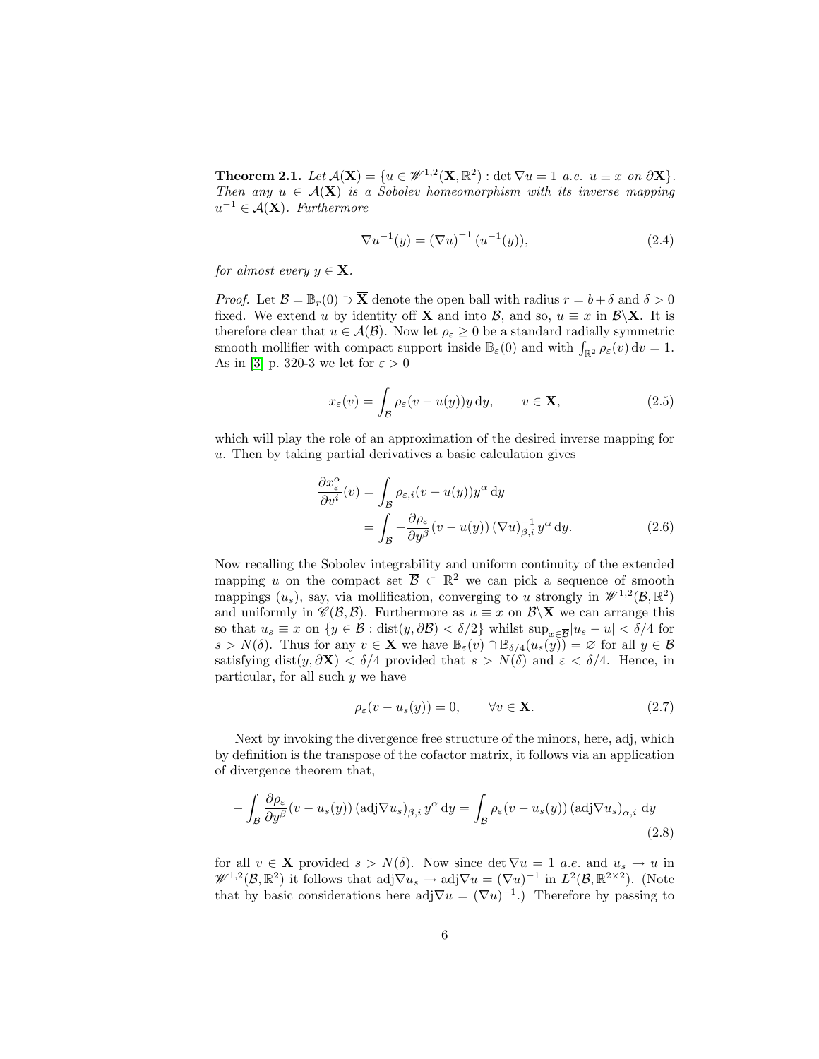**Theorem 2.1.** *Let $\mathcal{A}(\mathbf{X}) = \{u \in \mathscr{W}^{1,2}(\mathbf{X}, \mathbb{R}^2) : \det \nabla u = 1$ a.e. $u \equiv x$ on $\partial \mathbf{X}\}$. Then any $u \in \mathcal{A}(\mathbf{X})$ is a Sobolev homeomorphism with its inverse mapping $u^{-1} \in \mathcal{A}(\mathbf{X})$. Furthermore*

$$\nabla u^{-1}(y) = (\nabla u)^{-1} (u^{-1}(y)), \tag{2.4}$$

*for almost every $y \in \mathbf{X}$.*

*Proof.* Let $\mathcal{B} = \mathbb{B}_r(0) \supset \overline{\mathbf{X}}$ denote the open ball with radius $r = b + \delta$ and $\delta > 0$ fixed. We extend $u$ by identity off $\mathbf{X}$ and into $\mathcal{B}$, and so, $u \equiv x$ in $\mathcal{B} \backslash \mathbf{X}$. It is therefore clear that $u \in \mathcal{A}(\mathcal{B})$. Now let $\rho_\varepsilon \geq 0$ be a standard radially symmetric smooth mollifier with compact support inside $\mathbb{B}_\varepsilon(0)$ and with $\int_{\mathbb{R}^2} \rho_\varepsilon(v)\, \mathrm{d}v = 1$. As in [3] p. 320-3 we let for $\varepsilon > 0$

$$x_\varepsilon(v) = \int_{\mathcal{B}} \rho_\varepsilon(v - u(y)) y \, \mathrm{d}y, \qquad v \in \mathbf{X}, \tag{2.5}$$

which will play the role of an approximation of the desired inverse mapping for $u$. Then by taking partial derivatives a basic calculation gives

$$\begin{aligned} \frac{\partial x_\varepsilon^\alpha}{\partial v^i}(v) &= \int_{\mathcal{B}} \rho_{\varepsilon,i}(v - u(y)) y^\alpha \, \mathrm{d}y \\ &= \int_{\mathcal{B}} -\frac{\partial \rho_\varepsilon}{\partial y^\beta}(v - u(y)) \, (\nabla u)^{-1}_{\beta,i} \, y^\alpha \, \mathrm{d}y. \end{aligned} \tag{2.6}$$

Now recalling the Sobolev integrability and uniform continuity of the extended mapping $u$ on the compact set $\overline{\mathcal{B}} \subset \mathbb{R}^2$ we can pick a sequence of smooth mappings $(u_s)$, say, via mollification, converging to $u$ strongly in $\mathscr{W}^{1,2}(\mathcal{B}, \mathbb{R}^2)$ and uniformly in $\mathscr{C}(\overline{\mathcal{B}}, \overline{\mathcal{B}})$. Furthermore as $u \equiv x$ on $\mathcal{B} \backslash \mathbf{X}$ we can arrange this so that $u_s \equiv x$ on $\{y \in \mathcal{B} : \mathrm{dist}(y, \partial \mathcal{B}) < \delta/2\}$ whilst $\sup_{x \in \overline{\mathcal{B}}} |u_s - u| < \delta/4$ for $s > N(\delta)$. Thus for any $v \in \mathbf{X}$ we have $\mathbb{B}_\varepsilon(v) \cap \mathbb{B}_{\delta/4}(u_s(y)) = \varnothing$ for all $y \in \mathcal{B}$ satisfying $\mathrm{dist}(y, \partial \mathbf{X}) < \delta/4$ provided that $s > N(\delta)$ and $\varepsilon < \delta/4$. Hence, in particular, for all such $y$ we have

$$\rho_\varepsilon(v - u_s(y)) = 0, \qquad \forall v \in \mathbf{X}. \tag{2.7}$$

Next by invoking the divergence free structure of the minors, here, adj, which by definition is the transpose of the cofactor matrix, it follows via an application of divergence theorem that,

$$-\int_{\mathcal{B}} \frac{\partial \rho_\varepsilon}{\partial y^\beta}(v - u_s(y)) \, (\mathrm{adj} \nabla u_s)_{\beta,i} \, y^\alpha \, \mathrm{d}y = \int_{\mathcal{B}} \rho_\varepsilon(v - u_s(y)) \, (\mathrm{adj} \nabla u_s)_{\alpha,i} \, \mathrm{d}y \tag{2.8}$$

for all $v \in \mathbf{X}$ provided $s > N(\delta)$. Now since $\det \nabla u = 1$ *a.e.* and $u_s \to u$ in $\mathscr{W}^{1,2}(\mathcal{B}, \mathbb{R}^2)$ it follows that $\mathrm{adj} \nabla u_s \to \mathrm{adj} \nabla u = (\nabla u)^{-1}$ in $L^2(\mathcal{B}, \mathbb{R}^{2 \times 2})$. (Note that by basic considerations here $\mathrm{adj} \nabla u = (\nabla u)^{-1}$.) Therefore by passing to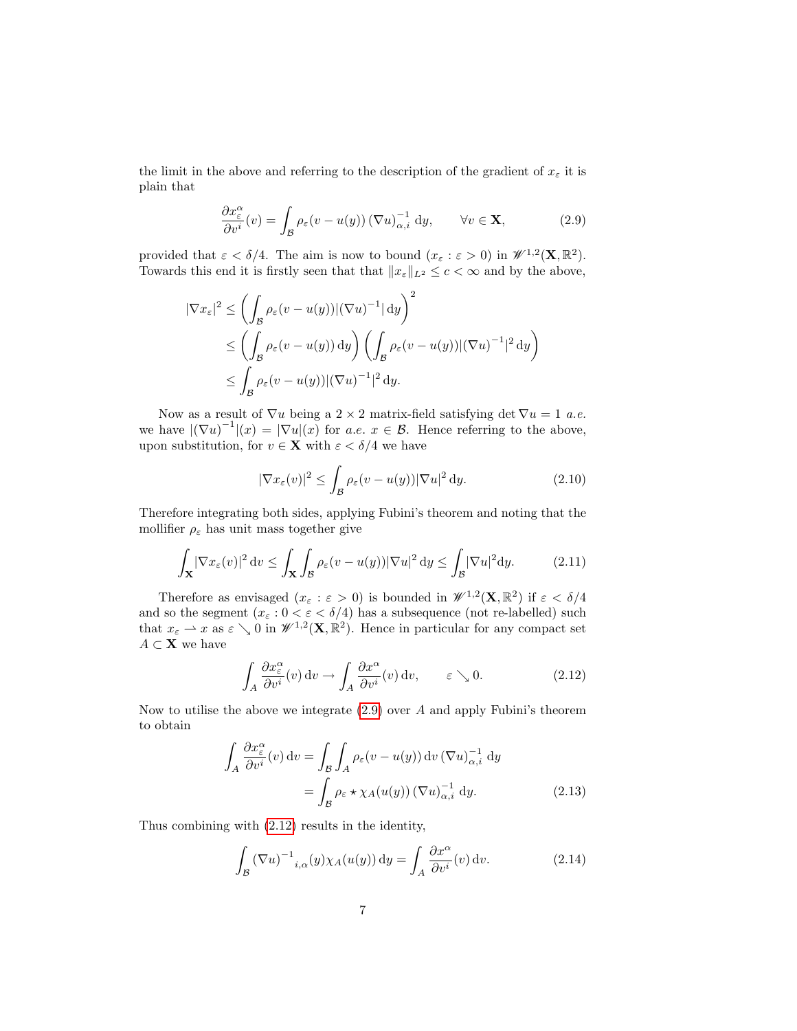the limit in the above and referring to the description of the gradient of $x_\varepsilon$ it is plain that

$$\frac{\partial x_\varepsilon^\alpha}{\partial v^i}(v) = \int_{\mathcal{B}} \rho_\varepsilon(v - u(y))\, (\nabla u)^{-1}_{\alpha,i}\, \mathrm{d}y, \qquad \forall v \in \mathbf{X}, \tag{2.9}$$

provided that $\varepsilon < \delta/4$. The aim is now to bound $(x_\varepsilon : \varepsilon > 0)$ in $\mathscr{W}^{1,2}(\mathbf{X}, \mathbb{R}^2)$. Towards this end it is firstly seen that that $\|x_\varepsilon\|_{L^2} \leq c < \infty$ and by the above,

$$\begin{aligned}
|\nabla x_\varepsilon|^2 &\leq \left( \int_{\mathcal{B}} \rho_\varepsilon(v - u(y)) |(\nabla u)^{-1}| \,\mathrm{d}y \right)^2 \\
&\leq \left( \int_{\mathcal{B}} \rho_\varepsilon(v - u(y)) \,\mathrm{d}y \right) \left( \int_{\mathcal{B}} \rho_\varepsilon(v - u(y)) |(\nabla u)^{-1}|^2 \,\mathrm{d}y \right) \\
&\leq \int_{\mathcal{B}} \rho_\varepsilon(v - u(y)) |(\nabla u)^{-1}|^2 \,\mathrm{d}y.
\end{aligned}$$

Now as a result of $\nabla u$ being a $2 \times 2$ matrix-field satisfying $\det \nabla u = 1$ *a.e.* we have $|(\nabla u)^{-1}|(x) = |\nabla u|(x)$ for *a.e.* $x \in \mathcal{B}$. Hence referring to the above, upon substitution, for $v \in \mathbf{X}$ with $\varepsilon < \delta/4$ we have

$$|\nabla x_\varepsilon(v)|^2 \leq \int_{\mathcal{B}} \rho_\varepsilon(v - u(y)) |\nabla u|^2 \,\mathrm{d}y. \tag{2.10}$$

Therefore integrating both sides, applying Fubini's theorem and noting that the mollifier $\rho_\varepsilon$ has unit mass together give

$$\int_{\mathbf{X}} |\nabla x_\varepsilon(v)|^2 \,\mathrm{d}v \leq \int_{\mathbf{X}} \int_{\mathcal{B}} \rho_\varepsilon(v - u(y)) |\nabla u|^2 \,\mathrm{d}y \leq \int_{\mathcal{B}} |\nabla u|^2 \mathrm{d}y. \tag{2.11}$$

Therefore as envisaged $(x_\varepsilon : \varepsilon > 0)$ is bounded in $\mathscr{W}^{1,2}(\mathbf{X}, \mathbb{R}^2)$ if $\varepsilon < \delta/4$ and so the segment $(x_\varepsilon : 0 < \varepsilon < \delta/4)$ has a subsequence (not re-labelled) such that $x_\varepsilon \rightharpoonup x$ as $\varepsilon \searrow 0$ in $\mathscr{W}^{1,2}(\mathbf{X}, \mathbb{R}^2)$. Hence in particular for any compact set $A \subset \mathbf{X}$ we have

$$\int_A \frac{\partial x_\varepsilon^\alpha}{\partial v^i}(v) \,\mathrm{d}v \to \int_A \frac{\partial x^\alpha}{\partial v^i}(v) \,\mathrm{d}v, \qquad \varepsilon \searrow 0. \tag{2.12}$$

Now to utilise the above we integrate (2.9) over $A$ and apply Fubini's theorem to obtain

$$\begin{aligned}
\int_A \frac{\partial x_\varepsilon^\alpha}{\partial v^i}(v) \,\mathrm{d}v &= \int_{\mathcal{B}} \int_A \rho_\varepsilon(v - u(y)) \,\mathrm{d}v \, (\nabla u)^{-1}_{\alpha,i} \,\mathrm{d}y \\
&= \int_{\mathcal{B}} \rho_\varepsilon \star \chi_A(u(y))\, (\nabla u)^{-1}_{\alpha,i} \,\mathrm{d}y.
\end{aligned} \tag{2.13}$$

Thus combining with (2.12) results in the identity,

$$\int_{\mathcal{B}} (\nabla u)^{-1}{}_{i,\alpha}(y) \chi_A(u(y)) \,\mathrm{d}y = \int_A \frac{\partial x^\alpha}{\partial v^i}(v) \,\mathrm{d}v. \tag{2.14}$$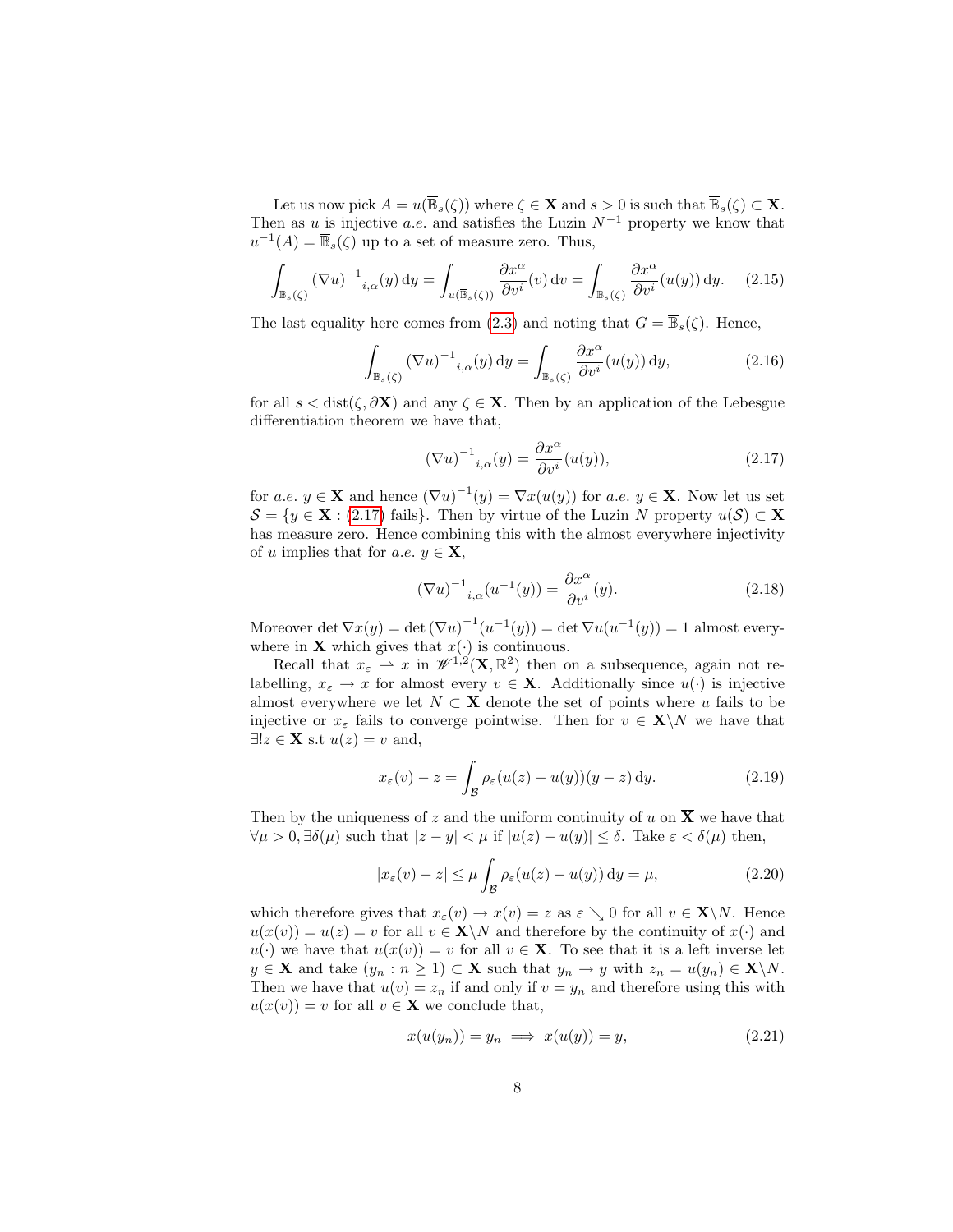Let us now pick $A = u(\overline{\mathbb{B}}_s(\zeta))$ where $\zeta \in \mathbf{X}$ and $s > 0$ is such that $\overline{\mathbb{B}}_s(\zeta) \subset \mathbf{X}$. Then as $u$ is injective *a.e.* and satisfies the Luzin $N^{-1}$ property we know that $u^{-1}(A) = \overline{\mathbb{B}}_s(\zeta)$ up to a set of measure zero. Thus,

$$\int_{\mathbb{B}_s(\zeta)} {(\nabla u)^{-1}}_{i,\alpha}(y)\,\mathrm{d}y = \int_{u(\mathbb{B}_s(\zeta))} \frac{\partial x^\alpha}{\partial v^i}(v)\,\mathrm{d}v = \int_{\mathbb{B}_s(\zeta)} \frac{\partial x^\alpha}{\partial v^i}(u(y))\,\mathrm{d}y. \tag{2.15}$$

The last equality here comes from (2.3) and noting that $G = \overline{\mathbb{B}}_s(\zeta)$. Hence,

$$\int_{\mathbb{B}_s(\zeta)} {(\nabla u)^{-1}}_{i,\alpha}(y)\,\mathrm{d}y = \int_{\mathbb{B}_s(\zeta)} \frac{\partial x^\alpha}{\partial v^i}(u(y))\,\mathrm{d}y, \tag{2.16}$$

for all $s < \mathrm{dist}(\zeta, \partial\mathbf{X})$ and any $\zeta \in \mathbf{X}$. Then by an application of the Lebesgue differentiation theorem we have that,

$${(\nabla u)^{-1}}_{i,\alpha}(y) = \frac{\partial x^\alpha}{\partial v^i}(u(y)), \tag{2.17}$$

for *a.e.* $y \in \mathbf{X}$ and hence $(\nabla u)^{-1}(y) = \nabla x(u(y))$ for *a.e.* $y \in \mathbf{X}$. Now let us set $\mathcal{S} = \{y \in \mathbf{X} : \text{(2.17) fails}\}$. Then by virtue of the Luzin $N$ property $u(\mathcal{S}) \subset \mathbf{X}$ has measure zero. Hence combining this with the almost everywhere injectivity of $u$ implies that for *a.e.* $y \in \mathbf{X}$,

$${(\nabla u)^{-1}}_{i,\alpha}(u^{-1}(y)) = \frac{\partial x^\alpha}{\partial v^i}(y). \tag{2.18}$$

Moreover $\det \nabla x(y) = \det (\nabla u)^{-1}(u^{-1}(y)) = \det \nabla u(u^{-1}(y)) = 1$ almost everywhere in $\mathbf{X}$ which gives that $x(\cdot)$ is continuous.

Recall that $x_\varepsilon \rightharpoonup x$ in $\mathscr{W}^{1,2}(\mathbf{X}, \mathbb{R}^2)$ then on a subsequence, again not relabelling, $x_\varepsilon \to x$ for almost every $v \in \mathbf{X}$. Additionally since $u(\cdot)$ is injective almost everywhere we let $N \subset \mathbf{X}$ denote the set of points where $u$ fails to be injective or $x_\varepsilon$ fails to converge pointwise. Then for $v \in \mathbf{X}\backslash N$ we have that $\exists! z \in \mathbf{X}$ s.t $u(z) = v$ and,

$$x_\varepsilon(v) - z = \int_{\mathcal{B}} \rho_\varepsilon(u(z) - u(y))(y - z)\,\mathrm{d}y. \tag{2.19}$$

Then by the uniqueness of $z$ and the uniform continuity of $u$ on $\overline{\mathbf{X}}$ we have that $\forall \mu > 0, \exists \delta(\mu)$ such that $|z - y| < \mu$ if $|u(z) - u(y)| \leq \delta$. Take $\varepsilon < \delta(\mu)$ then,

$$|x_\varepsilon(v) - z| \leq \mu \int_{\mathcal{B}} \rho_\varepsilon(u(z) - u(y))\,\mathrm{d}y = \mu, \tag{2.20}$$

which therefore gives that $x_\varepsilon(v) \to x(v) = z$ as $\varepsilon \searrow 0$ for all $v \in \mathbf{X}\backslash N$. Hence $u(x(v)) = u(z) = v$ for all $v \in \mathbf{X}\backslash N$ and therefore by the continuity of $x(\cdot)$ and $u(\cdot)$ we have that $u(x(v)) = v$ for all $v \in \mathbf{X}$. To see that it is a left inverse let $y \in \mathbf{X}$ and take $(y_n : n \geq 1) \subset \mathbf{X}$ such that $y_n \to y$ with $z_n = u(y_n) \in \mathbf{X}\backslash N$. Then we have that $u(v) = z_n$ if and only if $v = y_n$ and therefore using this with $u(x(v)) = v$ for all $v \in \mathbf{X}$ we conclude that,

$$x(u(y_n)) = y_n \implies x(u(y)) = y, \tag{2.21}$$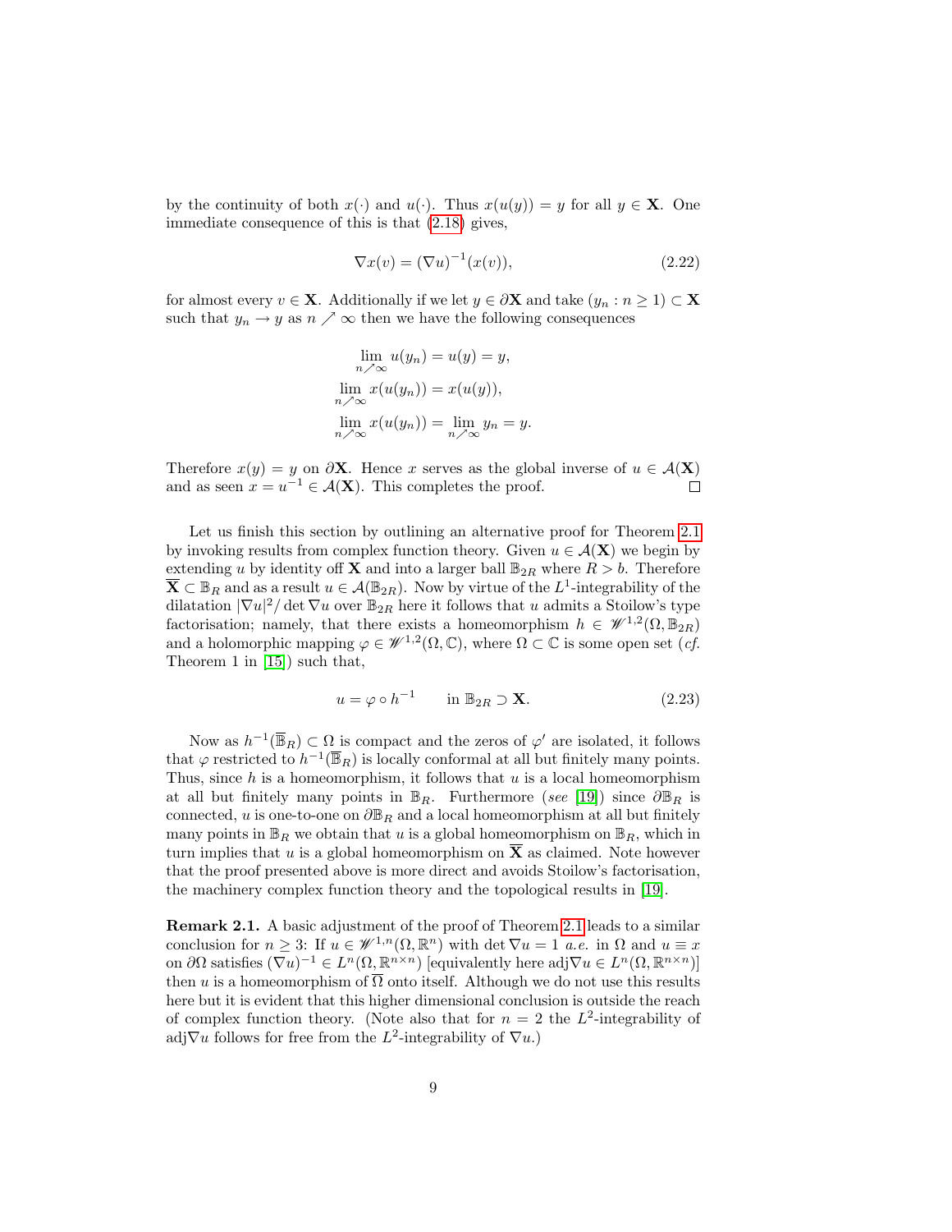by the continuity of both $x(\cdot)$ and $u(\cdot)$. Thus $x(u(y)) = y$ for all $y \in \mathbf{X}$. One immediate consequence of this is that (2.18) gives,

$$\nabla x(v) = (\nabla u)^{-1}(x(v)), \tag{2.22}$$

for almost every $v \in \mathbf{X}$. Additionally if we let $y \in \partial\mathbf{X}$ and take $(y_n : n \geq 1) \subset \mathbf{X}$ such that $y_n \to y$ as $n \nearrow \infty$ then we have the following consequences

$$\begin{aligned}
\lim_{n \nearrow \infty} u(y_n) &= u(y) = y, \\
\lim_{n \nearrow \infty} x(u(y_n)) &= x(u(y)), \\
\lim_{n \nearrow \infty} x(u(y_n)) &= \lim_{n \nearrow \infty} y_n = y.
\end{aligned}$$

Therefore $x(y) = y$ on $\partial\mathbf{X}$. Hence $x$ serves as the global inverse of $u \in \mathcal{A}(\mathbf{X})$ and as seen $x = u^{-1} \in \mathcal{A}(\mathbf{X})$. This completes the proof. □

Let us finish this section by outlining an alternative proof for Theorem 2.1 by invoking results from complex function theory. Given $u \in \mathcal{A}(\mathbf{X})$ we begin by extending $u$ by identity off $\mathbf{X}$ and into a larger ball $\mathbb{B}_{2R}$ where $R > b$. Therefore $\overline{\mathbf{X}} \subset \mathbb{B}_R$ and as a result $u \in \mathcal{A}(\mathbb{B}_{2R})$. Now by virtue of the $L^1$-integrability of the dilatation $|\nabla u|^2/\det \nabla u$ over $\mathbb{B}_{2R}$ here it follows that $u$ admits a Stoilow's type factorisation; namely, that there exists a homeomorphism $h \in \mathscr{W}^{1,2}(\Omega, \mathbb{B}_{2R})$ and a holomorphic mapping $\varphi \in \mathscr{W}^{1,2}(\Omega, \mathbb{C})$, where $\Omega \subset \mathbb{C}$ is some open set (*cf.* Theorem 1 in [15]) such that,

$$u = \varphi \circ h^{-1} \qquad \text{in } \mathbb{B}_{2R} \supset \mathbf{X}. \tag{2.23}$$

Now as $h^{-1}(\overline{\mathbb{B}}_R) \subset \Omega$ is compact and the zeros of $\varphi'$ are isolated, it follows that $\varphi$ restricted to $h^{-1}(\overline{\mathbb{B}}_R)$ is locally conformal at all but finitely many points. Thus, since $h$ is a homeomorphism, it follows that $u$ is a local homeomorphism at all but finitely many points in $\mathbb{B}_R$. Furthermore (*see* [19]) since $\partial\mathbb{B}_R$ is connected, $u$ is one-to-one on $\partial\mathbb{B}_R$ and a local homeomorphism at all but finitely many points in $\mathbb{B}_R$ we obtain that $u$ is a global homeomorphism on $\mathbb{B}_R$, which in turn implies that $u$ is a global homeomorphism on $\overline{\mathbf{X}}$ as claimed. Note however that the proof presented above is more direct and avoids Stoilow's factorisation, the machinery complex function theory and the topological results in [19].

**Remark 2.1.** A basic adjustment of the proof of Theorem 2.1 leads to a similar conclusion for $n \geq 3$: If $u \in \mathscr{W}^{1,n}(\Omega, \mathbb{R}^n)$ with $\det \nabla u = 1$ *a.e.* in $\Omega$ and $u \equiv x$ on $\partial\Omega$ satisfies $(\nabla u)^{-1} \in L^n(\Omega, \mathbb{R}^{n\times n})$ [equivalently here $\text{adj}\nabla u \in L^n(\Omega, \mathbb{R}^{n\times n})$] then $u$ is a homeomorphism of $\overline{\Omega}$ onto itself. Although we do not use this results here but it is evident that this higher dimensional conclusion is outside the reach of complex function theory. (Note also that for $n = 2$ the $L^2$-integrability of $\text{adj}\nabla u$ follows for free from the $L^2$-integrability of $\nabla u$.)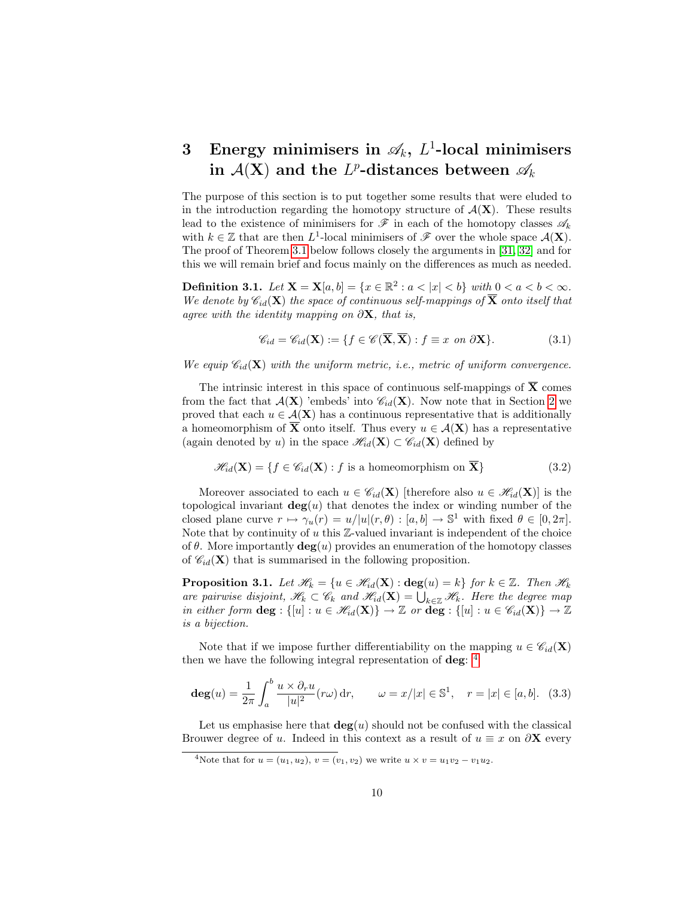# 3 Energy minimisers in $\mathscr{A}_k$, $L^1$-local minimisers in $\mathcal{A}(\mathbf{X})$ and the $L^p$-distances between $\mathscr{A}_k$

The purpose of this section is to put together some results that were eluded to in the introduction regarding the homotopy structure of $\mathcal{A}(\mathbf{X})$. These results lead to the existence of minimisers for $\mathscr{F}$ in each of the homotopy classes $\mathscr{A}_k$ with $k \in \mathbb{Z}$ that are then $L^1$-local minimisers of $\mathscr{F}$ over the whole space $\mathcal{A}(\mathbf{X})$. The proof of Theorem 3.1 below follows closely the arguments in [31, 32] and for this we will remain brief and focus mainly on the differences as much as needed.

**Definition 3.1.** *Let $\mathbf{X} = \mathbf{X}[a,b] = \{x \in \mathbb{R}^2 : a < |x| < b\}$ with $0 < a < b < \infty$. We denote by $\mathscr{C}_{id}(\mathbf{X})$ the space of continuous self-mappings of $\overline{\mathbf{X}}$ onto itself that agree with the identity mapping on $\partial\mathbf{X}$, that is,*

$$\mathscr{C}_{id} = \mathscr{C}_{id}(\mathbf{X}) := \{f \in \mathscr{C}(\overline{\mathbf{X}}, \overline{\mathbf{X}}) : f \equiv x \text{ on } \partial\mathbf{X}\}. \tag{3.1}$$

*We equip $\mathscr{C}_{id}(\mathbf{X})$ with the uniform metric, i.e., metric of uniform convergence.*

The intrinsic interest in this space of continuous self-mappings of $\overline{\mathbf{X}}$ comes from the fact that $\mathcal{A}(\mathbf{X})$ 'embeds' into $\mathscr{C}_{id}(\mathbf{X})$. Now note that in Section 2 we proved that each $u \in \mathcal{A}(\mathbf{X})$ has a continuous representative that is additionally a homeomorphism of $\overline{\mathbf{X}}$ onto itself. Thus every $u \in \mathcal{A}(\mathbf{X})$ has a representative (again denoted by $u$) in the space $\mathscr{H}_{id}(\mathbf{X}) \subset \mathscr{C}_{id}(\mathbf{X})$ defined by

$$\mathscr{H}_{id}(\mathbf{X}) = \{f \in \mathscr{C}_{id}(\mathbf{X}) : f \text{ is a homeomorphism on } \overline{\mathbf{X}}\} \tag{3.2}$$

Moreover associated to each $u \in \mathscr{C}_{id}(\mathbf{X})$ [therefore also $u \in \mathscr{H}_{id}(\mathbf{X})$] is the topological invariant $\mathbf{deg}(u)$ that denotes the index or winding number of the closed plane curve $r \mapsto \gamma_u(r) = u/|u|(r,\theta) : [a,b] \to \mathbb{S}^1$ with fixed $\theta \in [0, 2\pi]$. Note that by continuity of $u$ this $\mathbb{Z}$-valued invariant is independent of the choice of $\theta$. More importantly $\mathbf{deg}(u)$ provides an enumeration of the homotopy classes of $\mathscr{C}_{id}(\mathbf{X})$ that is summarised in the following proposition.

**Proposition 3.1.** *Let $\mathscr{H}_k = \{u \in \mathscr{H}_{id}(\mathbf{X}) : \mathbf{deg}(u) = k\}$ for $k \in \mathbb{Z}$. Then $\mathscr{H}_k$ are pairwise disjoint, $\mathscr{H}_k \subset \mathscr{C}_k$ and $\mathscr{H}_{id}(\mathbf{X}) = \bigcup_{k \in \mathbb{Z}} \mathscr{H}_k$. Here the degree map in either form $\mathbf{deg} : \{[u] : u \in \mathscr{H}_{id}(\mathbf{X})\} \to \mathbb{Z}$ or $\mathbf{deg} : \{[u] : u \in \mathscr{C}_{id}(\mathbf{X})\} \to \mathbb{Z}$ is a bijection.*

Note that if we impose further differentiability on the mapping $u \in \mathscr{C}_{id}(\mathbf{X})$ then we have the following integral representation of $\mathbf{deg}$: [4]

$$\mathbf{deg}(u) = \frac{1}{2\pi} \int_a^b \frac{u \times \partial_r u}{|u|^2}(r\omega)\,\mathrm{d}r, \qquad \omega = x/|x| \in \mathbb{S}^1, \quad r = |x| \in [a,b]. \tag{3.3}$$

Let us emphasise here that $\mathbf{deg}(u)$ should not be confused with the classical Brouwer degree of $u$. Indeed in this context as a result of $u \equiv x$ on $\partial\mathbf{X}$ every

[4] Note that for $u = (u_1, u_2)$, $v = (v_1, v_2)$ we write $u \times v = u_1 v_2 - v_1 u_2$.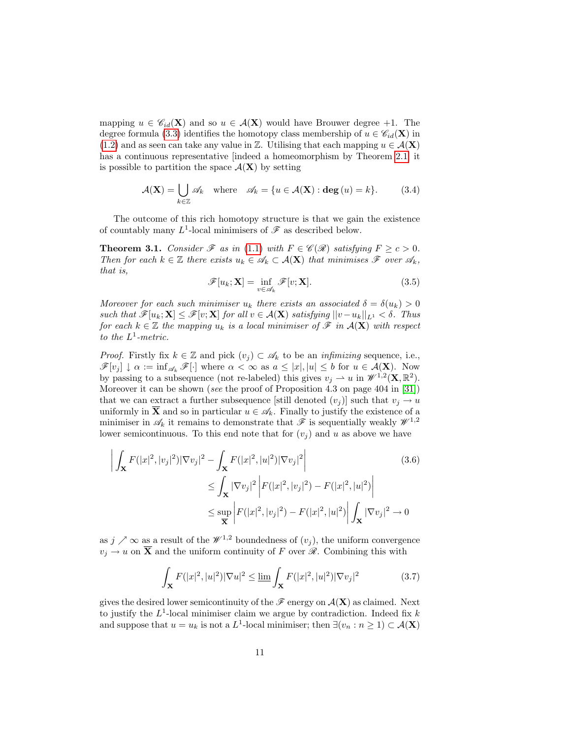mapping $u \in \mathscr{C}_{id}(\mathbf{X})$ and so $u \in \mathcal{A}(\mathbf{X})$ would have Brouwer degree $+1$. The degree formula (3.3) identifies the homotopy class membership of $u \in \mathscr{C}_{id}(\mathbf{X})$ in (1.2) and as seen can take any value in $\mathbb{Z}$. Utilising that each mapping $u \in \mathcal{A}(\mathbf{X})$ has a continuous representative [indeed a homeomorphism by Theorem 2.1] it is possible to partition the space $\mathcal{A}(\mathbf{X})$ by setting

$$\mathcal{A}(\mathbf{X}) = \bigcup_{k \in \mathbb{Z}} \mathscr{A}_k \quad \text{where} \quad \mathscr{A}_k = \{u \in \mathcal{A}(\mathbf{X}) : \mathbf{deg}\,(u) = k\}. \tag{3.4}$$

The outcome of this rich homotopy structure is that we gain the existence of countably many $L^1$-local minimisers of $\mathscr{F}$ as described below.

**Theorem 3.1.** *Consider $\mathscr{F}$ as in (1.1) with $F \in \mathscr{C}(\mathscr{R})$ satisfying $F \geq c > 0$. Then for each $k \in \mathbb{Z}$ there exists $u_k \in \mathscr{A}_k \subset \mathcal{A}(\mathbf{X})$ that minimises $\mathscr{F}$ over $\mathscr{A}_k$, that is,*

$$\mathscr{F}[u_k; \mathbf{X}] = \inf_{v \in \mathscr{A}_k} \mathscr{F}[v; \mathbf{X}]. \tag{3.5}$$

*Moreover for each such minimiser $u_k$ there exists an associated $\delta = \delta(u_k) > 0$ such that $\mathscr{F}[u_k; \mathbf{X}] \leq \mathscr{F}[v; \mathbf{X}]$ for all $v \in \mathcal{A}(\mathbf{X})$ satisfying $||v - u_k||_{L^1} < \delta$. Thus for each $k \in \mathbb{Z}$ the mapping $u_k$ is a local minimiser of $\mathscr{F}$ in $\mathcal{A}(\mathbf{X})$ with respect to the $L^1$-metric.*

*Proof.* Firstly fix $k \in \mathbb{Z}$ and pick $(v_j) \subset \mathscr{A}_k$ to be an *infimizing* sequence, i.e., $\mathscr{F}[v_j] \downarrow \alpha := \inf_{\mathscr{A}_k} \mathscr{F}[\cdot]$ where $\alpha < \infty$ as $a \leq |x|, |u| \leq b$ for $u \in \mathcal{A}(\mathbf{X})$. Now by passing to a subsequence (not re-labeled) this gives $v_j \rightharpoonup u$ in $\mathscr{W}^{1,2}(\mathbf{X}, \mathbb{R}^2)$. Moreover it can be shown (*see* the proof of Proposition 4.3 on page 404 in [31]) that we can extract a further subsequence [still denoted $(v_j)$] such that $v_j \to u$ uniformly in $\overline{\mathbf{X}}$ and so in particular $u \in \mathscr{A}_k$. Finally to justify the existence of a minimiser in $\mathscr{A}_k$ it remains to demonstrate that $\mathscr{F}$ is sequentially weakly $\mathscr{W}^{1,2}$ lower semicontinuous. To this end note that for $(v_j)$ and $u$ as above we have

$$\begin{aligned}
\bigg| \int_{\mathbf{X}} F(|x|^2, |v_j|^2)|\nabla v_j|^2 &- \int_{\mathbf{X}} F(|x|^2, |u|^2)|\nabla v_j|^2 \bigg| \\
&\leq \int_{\mathbf{X}} |\nabla v_j|^2 \left| F(|x|^2, |v_j|^2) - F(|x|^2, |u|^2) \right| \\
&\leq \sup_{\overline{\mathbf{X}}} \left| F(|x|^2, |v_j|^2) - F(|x|^2, |u|^2) \right| \int_{\mathbf{X}} |\nabla v_j|^2 \to 0
\end{aligned} \tag{3.6}$$

as $j \nearrow \infty$ as a result of the $\mathscr{W}^{1,2}$ boundedness of $(v_j)$, the uniform convergence $v_j \to u$ on $\overline{\mathbf{X}}$ and the uniform continuity of $F$ over $\mathscr{R}$. Combining this with

$$\int_{\mathbf{X}} F(|x|^2, |u|^2)|\nabla u|^2 \leq \varliminf \int_{\mathbf{X}} F(|x|^2, |u|^2)|\nabla v_j|^2 \tag{3.7}$$

gives the desired lower semicontinuity of the $\mathscr{F}$ energy on $\mathcal{A}(\mathbf{X})$ as claimed. Next to justify the $L^1$-local minimiser claim we argue by contradiction. Indeed fix $k$ and suppose that $u = u_k$ is not a $L^1$-local minimiser; then $\exists (v_n : n \geq 1) \subset \mathcal{A}(\mathbf{X})$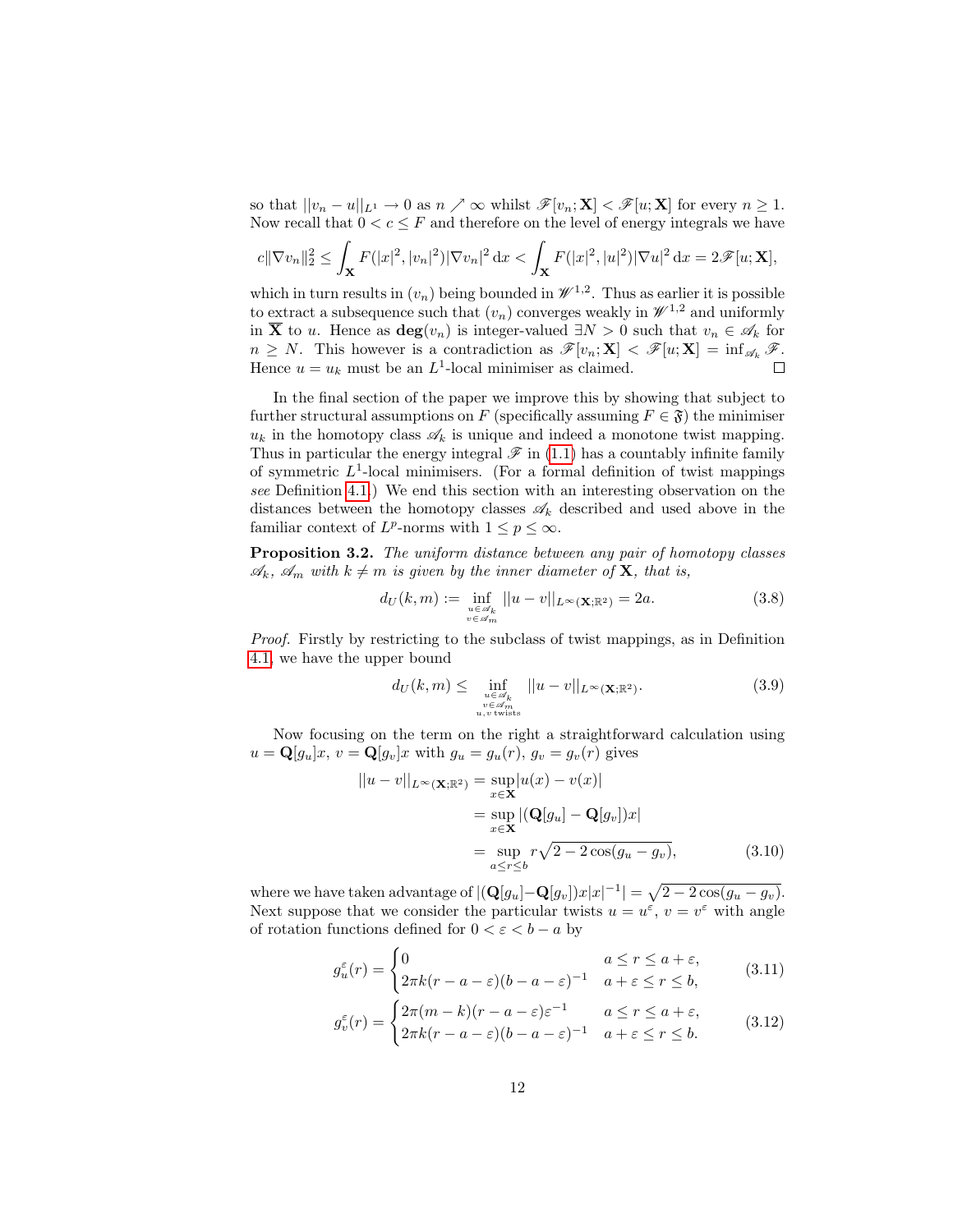so that $||v_n - u||_{L^1} \to 0$ as $n \nearrow \infty$ whilst $\mathscr{F}[v_n; \mathbf{X}] < \mathscr{F}[u; \mathbf{X}]$ for every $n \ge 1$. Now recall that $0 < c \le F$ and therefore on the level of energy integrals we have

$$c\|\nabla v_n\|_2^2 \le \int_{\mathbf{X}} F(|x|^2, |v_n|^2)|\nabla v_n|^2 \, \mathrm{d}x < \int_{\mathbf{X}} F(|x|^2, |u|^2)|\nabla u|^2 \, \mathrm{d}x = 2\mathscr{F}[u; \mathbf{X}],$$

which in turn results in $(v_n)$ being bounded in $\mathscr{W}^{1,2}$. Thus as earlier it is possible to extract a subsequence such that $(v_n)$ converges weakly in $\mathscr{W}^{1,2}$ and uniformly in $\overline{\mathbf{X}}$ to $u$. Hence as $\mathbf{deg}(v_n)$ is integer-valued $\exists N > 0$ such that $v_n \in \mathscr{A}_k$ for $n \ge N$. This however is a contradiction as $\mathscr{F}[v_n; \mathbf{X}] < \mathscr{F}[u; \mathbf{X}] = \inf_{\mathscr{A}_k} \mathscr{F}$. Hence $u = u_k$ must be an $L^1$-local minimiser as claimed. □

In the final section of the paper we improve this by showing that subject to further structural assumptions on $F$ (specifically assuming $F \in \mathfrak{F}$) the minimiser $u_k$ in the homotopy class $\mathscr{A}_k$ is unique and indeed a monotone twist mapping. Thus in particular the energy integral $\mathscr{F}$ in (1.1) has a countably infinite family of symmetric $L^1$-local minimisers. (For a formal definition of twist mappings *see* Definition 4.1.) We end this section with an interesting observation on the distances between the homotopy classes $\mathscr{A}_k$ described and used above in the familiar context of $L^p$-norms with $1 \le p \le \infty$.

**Proposition 3.2.** *The uniform distance between any pair of homotopy classes $\mathscr{A}_k$, $\mathscr{A}_m$ with $k \neq m$ is given by the inner diameter of $\mathbf{X}$, that is,*

$$d_U(k,m) := \inf_{\substack{u \in \mathscr{A}_k \\ v \in \mathscr{A}_m}} ||u - v||_{L^\infty(\mathbf{X};\mathbb{R}^2)} = 2a. \tag{3.8}$$

*Proof.* Firstly by restricting to the subclass of twist mappings, as in Definition 4.1, we have the upper bound

$$d_U(k,m) \le \inf_{\substack{u \in \mathscr{A}_k \\ v \in \mathscr{A}_m \\ u,v \text{ twists}}} ||u - v||_{L^\infty(\mathbf{X};\mathbb{R}^2)}. \tag{3.9}$$

Now focusing on the term on the right a straightforward calculation using $u = \mathbf{Q}[g_u]x$, $v = \mathbf{Q}[g_v]x$ with $g_u = g_u(r)$, $g_v = g_v(r)$ gives

$$\begin{aligned} ||u - v||_{L^\infty(\mathbf{X};\mathbb{R}^2)} &= \sup_{x \in \mathbf{X}} |u(x) - v(x)| \\ &= \sup_{x \in \mathbf{X}} |(\mathbf{Q}[g_u] - \mathbf{Q}[g_v])x| \\ &= \sup_{a \le r \le b} r\sqrt{2 - 2\cos(g_u - g_v)}, \end{aligned} \tag{3.10}$$

where we have taken advantage of $|(\mathbf{Q}[g_u] - \mathbf{Q}[g_v])x||x|^{-1}| = \sqrt{2 - 2\cos(g_u - g_v)}$. Next suppose that we consider the particular twists $u = u^\varepsilon$, $v = v^\varepsilon$ with angle of rotation functions defined for $0 < \varepsilon < b - a$ by

$$g_u^\varepsilon(r) = \begin{cases} 0 & a \le r \le a + \varepsilon, \\ 2\pi k(r - a - \varepsilon)(b - a - \varepsilon)^{-1} & a + \varepsilon \le r \le b, \end{cases} \tag{3.11}$$

$$g_v^\varepsilon(r) = \begin{cases} 2\pi(m - k)(r - a - \varepsilon)\varepsilon^{-1} & a \le r \le a + \varepsilon, \\ 2\pi k(r - a - \varepsilon)(b - a - \varepsilon)^{-1} & a + \varepsilon \le r \le b. \end{cases} \tag{3.12}$$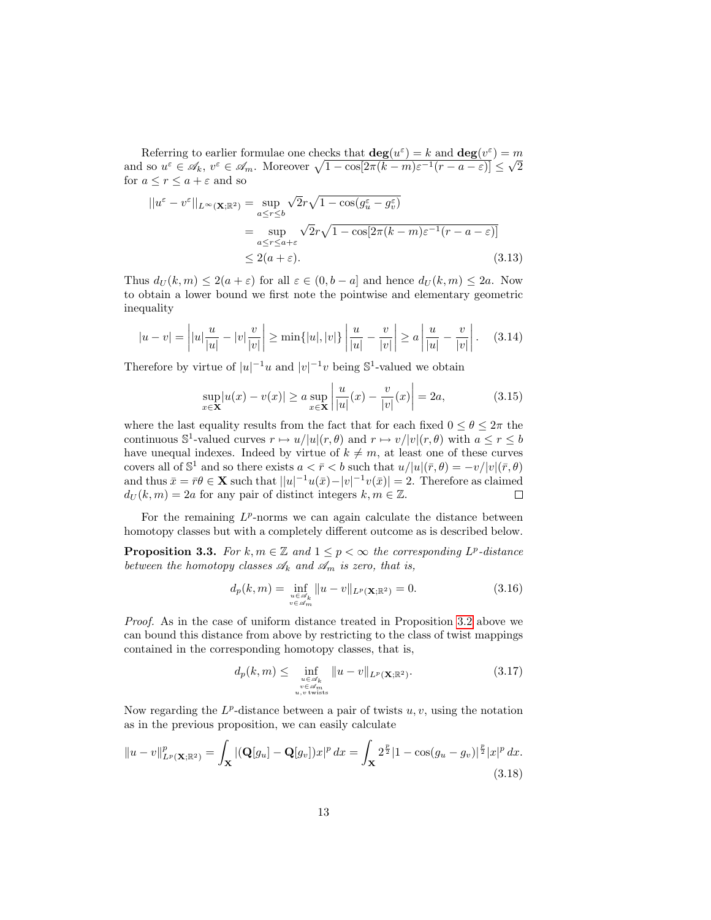Referring to earlier formulae one checks that $\mathbf{deg}(u^\varepsilon) = k$ and $\mathbf{deg}(v^\varepsilon) = m$ and so $u^\varepsilon \in \mathscr{A}_k$, $v^\varepsilon \in \mathscr{A}_m$. Moreover $\sqrt{1 - \cos[2\pi(k-m)\varepsilon^{-1}(r-a-\varepsilon)]} \le \sqrt{2}$ for $a \le r \le a + \varepsilon$ and so

$$
\begin{aligned}
||u^\varepsilon - v^\varepsilon||_{L^\infty(\mathbf{X};\mathbb{R}^2)} &= \sup_{a \le r \le b} \sqrt{2} r \sqrt{1 - \cos(g_u^\varepsilon - g_v^\varepsilon)} \\
&= \sup_{a \le r \le a+\varepsilon} \sqrt{2} r \sqrt{1 - \cos[2\pi(k-m)\varepsilon^{-1}(r-a-\varepsilon)]} \\
&\le 2(a+\varepsilon). 
\end{aligned} \tag{3.13}
$$

Thus $d_U(k,m) \le 2(a+\varepsilon)$ for all $\varepsilon \in (0, b-a]$ and hence $d_U(k,m) \le 2a$. Now to obtain a lower bound we first note the pointwise and elementary geometric inequality

$$
|u - v| = \left| |u| \frac{u}{|u|} - |v| \frac{v}{|v|} \right| \ge \min\{|u|, |v|\} \left| \frac{u}{|u|} - \frac{v}{|v|} \right| \ge a \left| \frac{u}{|u|} - \frac{v}{|v|} \right|. \tag{3.14}
$$

Therefore by virtue of $|u|^{-1}u$ and $|v|^{-1}v$ being $\mathbb{S}^1$-valued we obtain

$$
\sup_{x \in \mathbf{X}} |u(x) - v(x)| \ge a \sup_{x \in \mathbf{X}} \left| \frac{u}{|u|}(x) - \frac{v}{|v|}(x) \right| = 2a, \tag{3.15}
$$

where the last equality results from the fact that for each fixed $0 \le \theta \le 2\pi$ the continuous $\mathbb{S}^1$-valued curves $r \mapsto u/|u|(r,\theta)$ and $r \mapsto v/|v|(r,\theta)$ with $a \le r \le b$ have unequal indexes. Indeed by virtue of $k \neq m$, at least one of these curves covers all of $\mathbb{S}^1$ and so there exists $a < \bar{r} < b$ such that $u/|u|(\bar{r},\theta) = -v/|v|(\bar{r},\theta)$ and thus $\bar{x} = \bar{r}\theta \in \mathbf{X}$ such that $||u|^{-1}u(\bar{x}) - |v|^{-1}v(\bar{x})| = 2$. Therefore as claimed $d_U(k,m) = 2a$ for any pair of distinct integers $k, m \in \mathbb{Z}$. $\square$

For the remaining $L^p$-norms we can again calculate the distance between homotopy classes but with a completely different outcome as is described below.

**Proposition 3.3.** *For $k, m \in \mathbb{Z}$ and $1 \le p < \infty$ the corresponding $L^p$-distance between the homotopy classes $\mathscr{A}_k$ and $\mathscr{A}_m$ is zero, that is,*

$$
d_p(k,m) = \inf_{\substack{u \in \mathscr{A}_k \\ v \in \mathscr{A}_m}} \|u - v\|_{L^p(\mathbf{X};\mathbb{R}^2)} = 0. \tag{3.16}
$$

*Proof.* As in the case of uniform distance treated in Proposition 3.2 above we can bound this distance from above by restricting to the class of twist mappings contained in the corresponding homotopy classes, that is,

$$
d_p(k,m) \le \inf_{\substack{u \in \mathscr{A}_k \\ v \in \mathscr{A}_m \\ u,v \text{ twists}}} \|u - v\|_{L^p(\mathbf{X};\mathbb{R}^2)}. \tag{3.17}
$$

Now regarding the $L^p$-distance between a pair of twists $u, v$, using the notation as in the previous proposition, we can easily calculate

$$
\|u - v\|^p_{L^p(\mathbf{X};\mathbb{R}^2)} = \int_{\mathbf{X}} |(\mathbf{Q}[g_u] - \mathbf{Q}[g_v])x|^p \, dx = \int_{\mathbf{X}} 2^{\frac{p}{2}} |1 - \cos(g_u - g_v)|^{\frac{p}{2}} |x|^p \, dx. \tag{3.18}
$$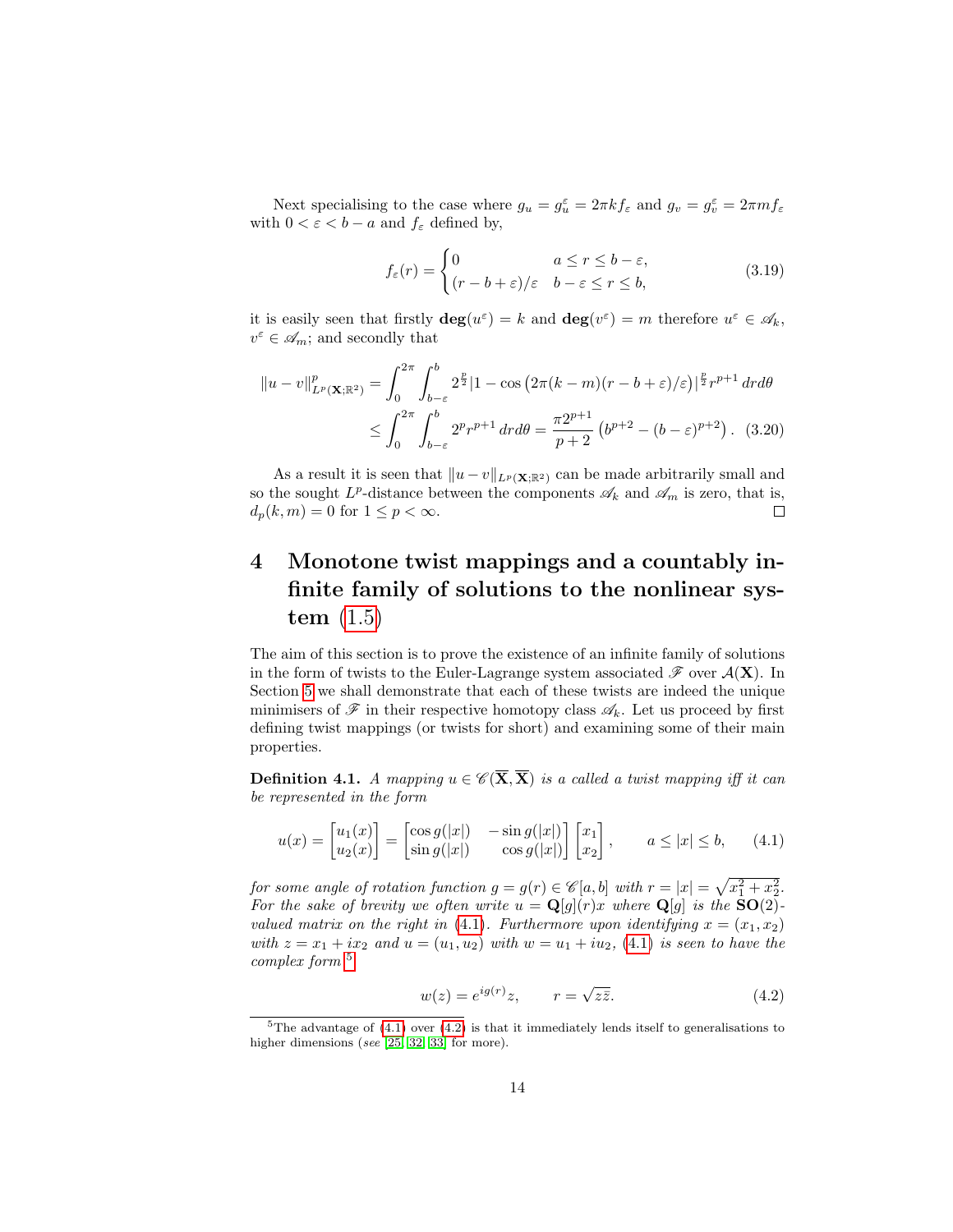Next specialising to the case where $g_u = g_u^\varepsilon = 2\pi k f_\varepsilon$ and $g_v = g_v^\varepsilon = 2\pi m f_\varepsilon$ with $0 < \varepsilon < b - a$ and $f_\varepsilon$ defined by,

$$
f_\varepsilon(r) = \begin{cases} 0 & a \le r \le b - \varepsilon, \\ (r - b + \varepsilon)/\varepsilon & b - \varepsilon \le r \le b, \end{cases} \tag{3.19}
$$

it is easily seen that firstly $\mathbf{deg}(u^\varepsilon) = k$ and $\mathbf{deg}(v^\varepsilon) = m$ therefore $u^\varepsilon \in \mathscr{A}_k$, $v^\varepsilon \in \mathscr{A}_m$; and secondly that

$$
\begin{aligned}
\|u - v\|^p_{L^p(\mathbf{X};\mathbb{R}^2)} &= \int_0^{2\pi} \int_{b-\varepsilon}^{b} 2^{\frac{p}{2}} \left|1 - \cos\left(2\pi(k-m)(r - b + \varepsilon)/\varepsilon\right)\right|^{\frac{p}{2}} r^{p+1} \, dr d\theta \\
&\le \int_0^{2\pi} \int_{b-\varepsilon}^{b} 2^p r^{p+1} \, dr d\theta = \frac{\pi 2^{p+1}}{p+2} \left(b^{p+2} - (b-\varepsilon)^{p+2}\right). \quad (3.20)
\end{aligned}
$$

As a result it is seen that $\|u - v\|_{L^p(\mathbf{X};\mathbb{R}^2)}$ can be made arbitrarily small and so the sought $L^p$-distance between the components $\mathscr{A}_k$ and $\mathscr{A}_m$ is zero, that is, $d_p(k, m) = 0$ for $1 \le p < \infty$. □

# 4 Monotone twist mappings and a countably infinite family of solutions to the nonlinear system (1.5)

The aim of this section is to prove the existence of an infinite family of solutions in the form of twists to the Euler-Lagrange system associated $\mathscr{F}$ over $\mathcal{A}(\mathbf{X})$. In Section 5 we shall demonstrate that each of these twists are indeed the unique minimisers of $\mathscr{F}$ in their respective homotopy class $\mathscr{A}_k$. Let us proceed by first defining twist mappings (or twists for short) and examining some of their main properties.

**Definition 4.1.** *A mapping $u \in \mathscr{C}(\overline{\mathbf{X}}, \overline{\mathbf{X}})$ is a called a twist mapping iff it can be represented in the form*

$$
u(x) = \begin{bmatrix} u_1(x) \\ u_2(x) \end{bmatrix} = \begin{bmatrix} \cos g(|x|) & -\sin g(|x|) \\ \sin g(|x|) & \cos g(|x|) \end{bmatrix} \begin{bmatrix} x_1 \\ x_2 \end{bmatrix}, \qquad a \le |x| \le b, \tag{4.1}
$$

*for some angle of rotation function $g = g(r) \in \mathscr{C}[a, b]$ with $r = |x| = \sqrt{x_1^2 + x_2^2}$. For the sake of brevity we often write $u = \mathbf{Q}[g](r)x$ where $\mathbf{Q}[g]$ is the $\mathbf{SO}(2)$-valued matrix on the right in (4.1). Furthermore upon identifying $x = (x_1, x_2)$ with $z = x_1 + ix_2$ and $u = (u_1, u_2)$ with $w = u_1 + iu_2$, (4.1) is seen to have the complex form*[5]

$$
w(z) = e^{ig(r)} z, \qquad r = \sqrt{z\bar{z}}. \tag{4.2}
$$

[5] The advantage of (4.1) over (4.2) is that it immediately lends itself to generalisations to higher dimensions (*see* [25, 32, 33] for more).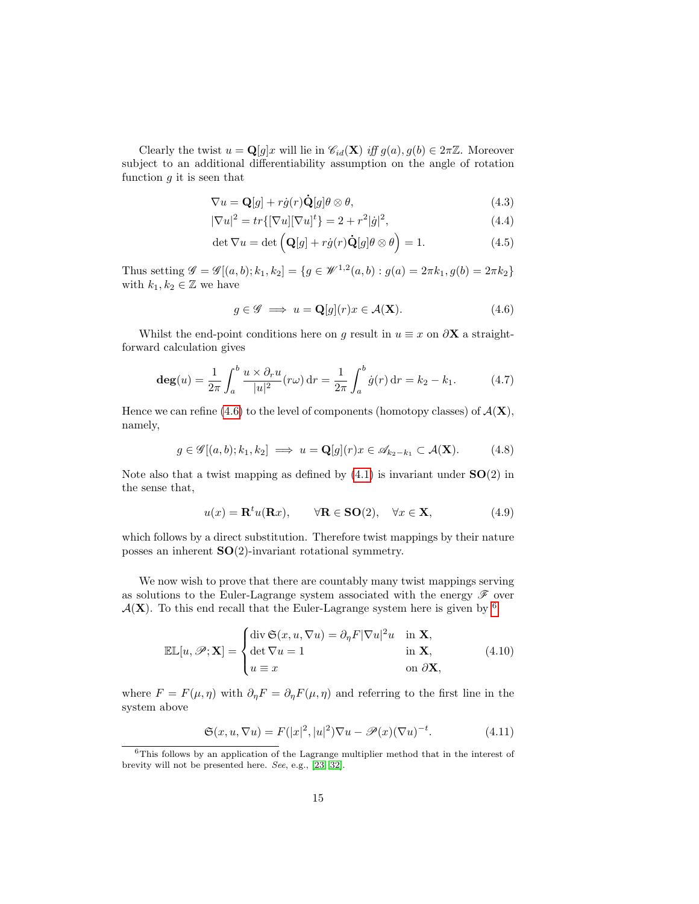Clearly the twist $u = \mathbf{Q}[g]x$ will lie in $\mathscr{C}_{id}(\mathbf{X})$ *iff* $g(a), g(b) \in 2\pi\mathbb{Z}$. Moreover subject to an additional differentiability assumption on the angle of rotation function $g$ it is seen that

$$\nabla u = \mathbf{Q}[g] + r\dot{g}(r)\dot{\mathbf{Q}}[g]\theta \otimes \theta, \tag{4.3}$$

$$|\nabla u|^2 = tr\{[\nabla u][\nabla u]^t\} = 2 + r^2|\dot{g}|^2, \tag{4.4}$$

$$\det \nabla u = \det\Big(\mathbf{Q}[g] + r\dot{g}(r)\dot{\mathbf{Q}}[g]\theta \otimes \theta\Big) = 1. \tag{4.5}$$

Thus setting $\mathscr{G} = \mathscr{G}[(a,b); k_1, k_2] = \{g \in \mathscr{W}^{1,2}(a,b) : g(a) = 2\pi k_1, g(b) = 2\pi k_2\}$ with $k_1, k_2 \in \mathbb{Z}$ we have

$$g \in \mathscr{G} \implies u = \mathbf{Q}[g](r)x \in \mathcal{A}(\mathbf{X}). \tag{4.6}$$

Whilst the end-point conditions here on $g$ result in $u \equiv x$ on $\partial\mathbf{X}$ a straightforward calculation gives

$$\mathbf{deg}(u) = \frac{1}{2\pi}\int_a^b \frac{u \times \partial_r u}{|u|^2}(r\omega)\,\mathrm{d}r = \frac{1}{2\pi}\int_a^b \dot{g}(r)\,\mathrm{d}r = k_2 - k_1. \tag{4.7}$$

Hence we can refine (4.6) to the level of components (homotopy classes) of $\mathcal{A}(\mathbf{X})$, namely,

$$g \in \mathscr{G}[(a,b); k_1, k_2] \implies u = \mathbf{Q}[g](r)x \in \mathscr{A}_{k_2 - k_1} \subset \mathcal{A}(\mathbf{X}). \tag{4.8}$$

Note also that a twist mapping as defined by (4.1) is invariant under $\mathbf{SO}(2)$ in the sense that,

$$u(x) = \mathbf{R}^t u(\mathbf{R}x), \qquad \forall \mathbf{R} \in \mathbf{SO}(2), \quad \forall x \in \mathbf{X}, \tag{4.9}$$

which follows by a direct substitution. Therefore twist mappings by their nature posses an inherent $\mathbf{SO}(2)$-invariant rotational symmetry.

We now wish to prove that there are countably many twist mappings serving as solutions to the Euler-Lagrange system associated with the energy $\mathscr{F}$ over $\mathcal{A}(\mathbf{X})$. To this end recall that the Euler-Lagrange system here is given by [6]

$$\mathbb{EL}[u, \mathscr{P}; \mathbf{X}] = \begin{cases} \operatorname{div} \mathfrak{S}(x, u, \nabla u) = \partial_\eta F |\nabla u|^2 u & \text{in } \mathbf{X}, \\ \det \nabla u = 1 & \text{in } \mathbf{X}, \\ u \equiv x & \text{on } \partial\mathbf{X}, \end{cases} \tag{4.10}$$

where $F = F(\mu, \eta)$ with $\partial_\eta F = \partial_\eta F(\mu, \eta)$ and referring to the first line in the system above

$$\mathfrak{S}(x, u, \nabla u) = F(|x|^2, |u|^2)\nabla u - \mathscr{P}(x)(\nabla u)^{-t}. \tag{4.11}$$

[6] This follows by an application of the Lagrange multiplier method that in the interest of brevity will not be presented here. *See*, e.g., [23, 32].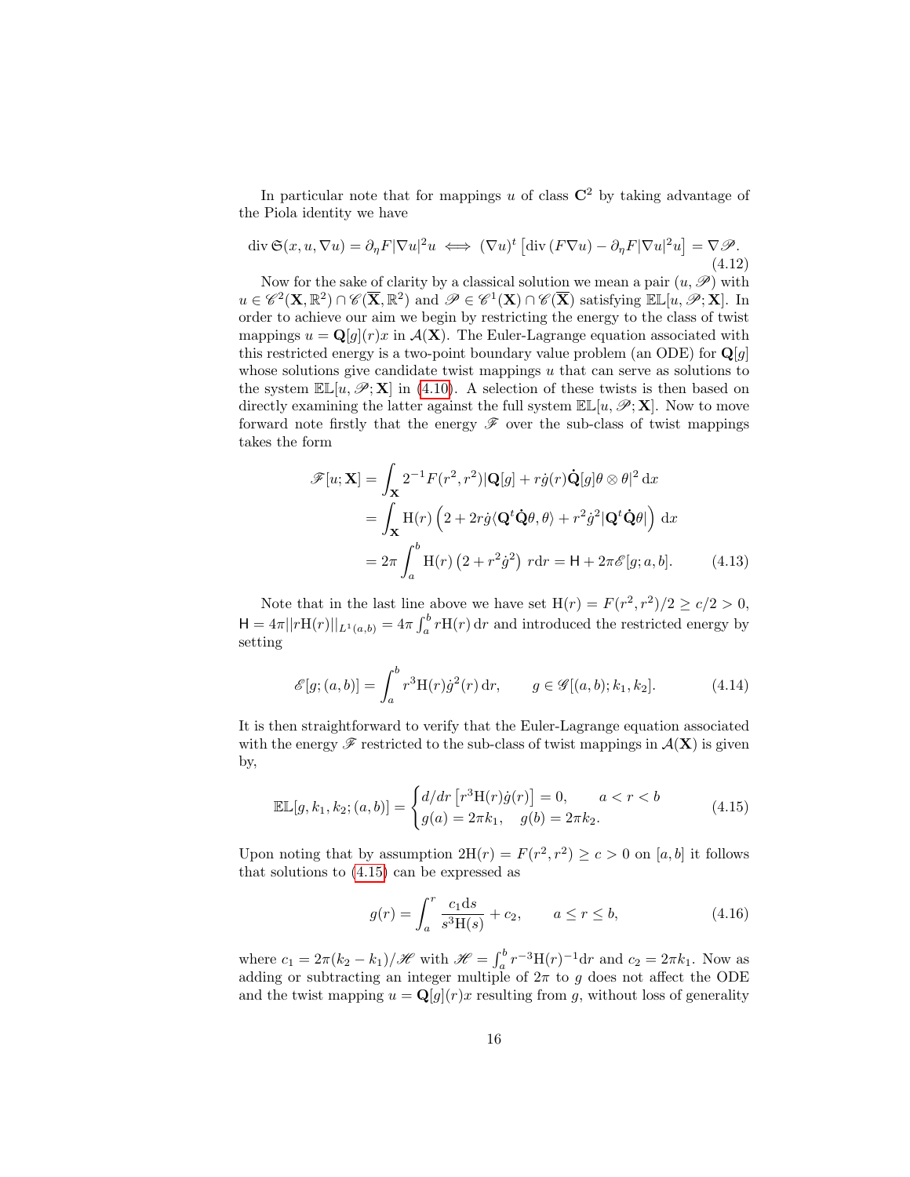In particular note that for mappings $u$ of class $\mathbf{C}^2$ by taking advantage of the Piola identity we have

$$
\mathrm{div}\, \mathfrak{S}(x, u, \nabla u) = \partial_\eta F |\nabla u|^2 u \iff (\nabla u)^t \left[ \mathrm{div}\, (F \nabla u) - \partial_\eta F |\nabla u|^2 u \right] = \nabla \mathscr{P}. \tag{4.12}
$$

Now for the sake of clarity by a classical solution we mean a pair $(u, \mathscr{P})$ with $u \in \mathscr{C}^2(\mathbf{X}, \mathbb{R}^2) \cap \mathscr{C}(\overline{\mathbf{X}}, \mathbb{R}^2)$ and $\mathscr{P} \in \mathscr{C}^1(\mathbf{X}) \cap \mathscr{C}(\overline{\mathbf{X}})$ satisfying $\mathbb{EL}[u, \mathscr{P}; \mathbf{X}]$. In order to achieve our aim we begin by restricting the energy to the class of twist mappings $u = \mathbf{Q}[g](r)x$ in $\mathcal{A}(\mathbf{X})$. The Euler-Lagrange equation associated with this restricted energy is a two-point boundary value problem (an ODE) for $\mathbf{Q}[g]$ whose solutions give candidate twist mappings $u$ that can serve as solutions to the system $\mathbb{EL}[u, \mathscr{P}; \mathbf{X}]$ in (4.10). A selection of these twists is then based on directly examining the latter against the full system $\mathbb{EL}[u, \mathscr{P}; \mathbf{X}]$. Now to move forward note firstly that the energy $\mathscr{F}$ over the sub-class of twist mappings takes the form

$$
\begin{aligned}
\mathscr{F}[u; \mathbf{X}] &= \int_{\mathbf{X}} 2^{-1} F(r^2, r^2) |\mathbf{Q}[g] + r\dot{g}(r) \dot{\mathbf{Q}}[g] \theta \otimes \theta|^2 \, \mathrm{d}x \\
&= \int_{\mathbf{X}} \mathrm{H}(r) \left( 2 + 2r\dot{g} \langle \mathbf{Q}^t \dot{\mathbf{Q}} \theta, \theta \rangle + r^2 \dot{g}^2 |\mathbf{Q}^t \dot{\mathbf{Q}} \theta| \right) \mathrm{d}x \\
&= 2\pi \int_a^b \mathrm{H}(r) \left( 2 + r^2 \dot{g}^2 \right) r \mathrm{d}r = \mathsf{H} + 2\pi \mathscr{E}[g; a, b].
\end{aligned} \tag{4.13}
$$

Note that in the last line above we have set $\mathrm{H}(r) = F(r^2, r^2)/2 \geq c/2 > 0$, $\mathsf{H} = 4\pi ||r\mathrm{H}(r)||_{L^1(a,b)} = 4\pi \int_a^b r\mathrm{H}(r) \, \mathrm{d}r$ and introduced the restricted energy by setting

$$
\mathscr{E}[g; (a, b)] = \int_a^b r^3 \mathrm{H}(r) \dot{g}^2(r) \, \mathrm{d}r, \qquad g \in \mathscr{G}[(a, b); k_1, k_2]. \tag{4.14}
$$

It is then straightforward to verify that the Euler-Lagrange equation associated with the energy $\mathscr{F}$ restricted to the sub-class of twist mappings in $\mathcal{A}(\mathbf{X})$ is given by,

$$
\mathbb{EL}[g, k_1, k_2; (a, b)] = \begin{cases} d/dr \left[ r^3 \mathrm{H}(r) \dot{g}(r) \right] = 0, & a < r < b \\ g(a) = 2\pi k_1, \quad g(b) = 2\pi k_2. \end{cases} \tag{4.15}
$$

Upon noting that by assumption $2\mathrm{H}(r) = F(r^2, r^2) \geq c > 0$ on $[a, b]$ it follows that solutions to (4.15) can be expressed as

$$
g(r) = \int_a^r \frac{c_1 \mathrm{d}s}{s^3 \mathrm{H}(s)} + c_2, \qquad a \leq r \leq b, \tag{4.16}
$$

where $c_1 = 2\pi(k_2 - k_1)/\mathscr{H}$ with $\mathscr{H} = \int_a^b r^{-3} \mathrm{H}(r)^{-1} \mathrm{d}r$ and $c_2 = 2\pi k_1$. Now as adding or subtracting an integer multiple of $2\pi$ to $g$ does not affect the ODE and the twist mapping $u = \mathbf{Q}[g](r)x$ resulting from $g$, without loss of generality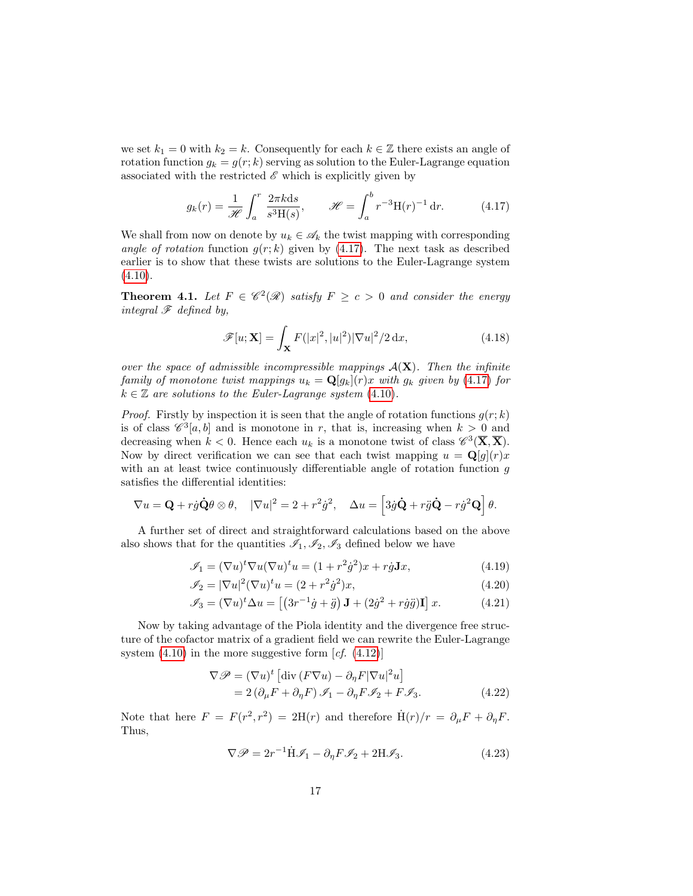we set $k_1 = 0$ with $k_2 = k$. Consequently for each $k \in \mathbb{Z}$ there exists an angle of rotation function $g_k = g(r; k)$ serving as solution to the Euler-Lagrange equation associated with the restricted $\mathscr{E}$ which is explicitly given by

$$g_k(r) = \frac{1}{\mathscr{H}} \int_a^r \frac{2\pi k \mathrm{d}s}{s^3 \mathrm{H}(s)}, \qquad \mathscr{H} = \int_a^b r^{-3} \mathrm{H}(r)^{-1} \, \mathrm{d}r. \tag{4.17}$$

We shall from now on denote by $u_k \in \mathscr{A}_k$ the twist mapping with corresponding *angle of rotation* function $g(r; k)$ given by (4.17). The next task as described earlier is to show that these twists are solutions to the Euler-Lagrange system (4.10).

**Theorem 4.1.** *Let $F \in \mathscr{C}^2(\mathscr{R})$ satisfy $F \geq c > 0$ and consider the energy integral $\mathscr{F}$ defined by,*

$$\mathscr{F}[u; \mathbf{X}] = \int_{\mathbf{X}} F(|x|^2, |u|^2) |\nabla u|^2 / 2 \, \mathrm{d}x, \tag{4.18}$$

*over the space of admissible incompressible mappings $\mathcal{A}(\mathbf{X})$. Then the infinite family of monotone twist mappings $u_k = \mathbf{Q}[g_k](r)x$ with $g_k$ given by (4.17) for $k \in \mathbb{Z}$ are solutions to the Euler-Lagrange system (4.10).*

*Proof.* Firstly by inspection it is seen that the angle of rotation functions $g(r; k)$ is of class $\mathscr{C}^3[a, b]$ and is monotone in $r$, that is, increasing when $k > 0$ and decreasing when $k < 0$. Hence each $u_k$ is a monotone twist of class $\mathscr{C}^3(\overline{\mathbf{X}}, \overline{\mathbf{X}})$. Now by direct verification we can see that each twist mapping $u = \mathbf{Q}[g](r)x$ with an at least twice continuously differentiable angle of rotation function $g$ satisfies the differential identities:

$$\nabla u = \mathbf{Q} + r\dot{g}\dot{\mathbf{Q}}\theta \otimes \theta, \quad |\nabla u|^2 = 2 + r^2 \dot{g}^2, \quad \Delta u = \left[3\dot{g}\dot{\mathbf{Q}} + r\ddot{g}\dot{\mathbf{Q}} - r\dot{g}^2 \mathbf{Q}\right]\theta.$$

A further set of direct and straightforward calculations based on the above also shows that for the quantities $\mathscr{I}_1, \mathscr{I}_2, \mathscr{I}_3$ defined below we have

$$\mathscr{I}_1 = (\nabla u)^t \nabla u (\nabla u)^t u = (1 + r^2 \dot{g}^2)x + r\dot{g}\mathbf{J}x, \tag{4.19}$$

$$\mathscr{I}_2 = |\nabla u|^2 (\nabla u)^t u = (2 + r^2 \dot{g}^2)x, \tag{4.20}$$

$$\mathscr{I}_3 = (\nabla u)^t \Delta u = \left[\left(3r^{-1}\dot{g} + \ddot{g}\right)\mathbf{J} + (2\dot{g}^2 + r\dot{g}\ddot{g})\mathbf{I}\right] x. \tag{4.21}$$

Now by taking advantage of the Piola identity and the divergence free structure of the cofactor matrix of a gradient field we can rewrite the Euler-Lagrange system (4.10) in the more suggestive form [*cf.* (4.12)]

$$\begin{aligned} \nabla \mathscr{P} &= (\nabla u)^t \left[\operatorname{div}(F \nabla u) - \partial_\eta F |\nabla u|^2 u\right] \\ &= 2\left(\partial_\mu F + \partial_\eta F\right) \mathscr{I}_1 - \partial_\eta F \mathscr{I}_2 + F \mathscr{I}_3. \end{aligned} \tag{4.22}$$

Note that here $F = F(r^2, r^2) = 2\mathrm{H}(r)$ and therefore $\dot{\mathrm{H}}(r)/r = \partial_\mu F + \partial_\eta F$. Thus,

$$\nabla \mathscr{P} = 2r^{-1}\dot{\mathrm{H}}\mathscr{I}_1 - \partial_\eta F \mathscr{I}_2 + 2\mathrm{H}\mathscr{I}_3. \tag{4.23}$$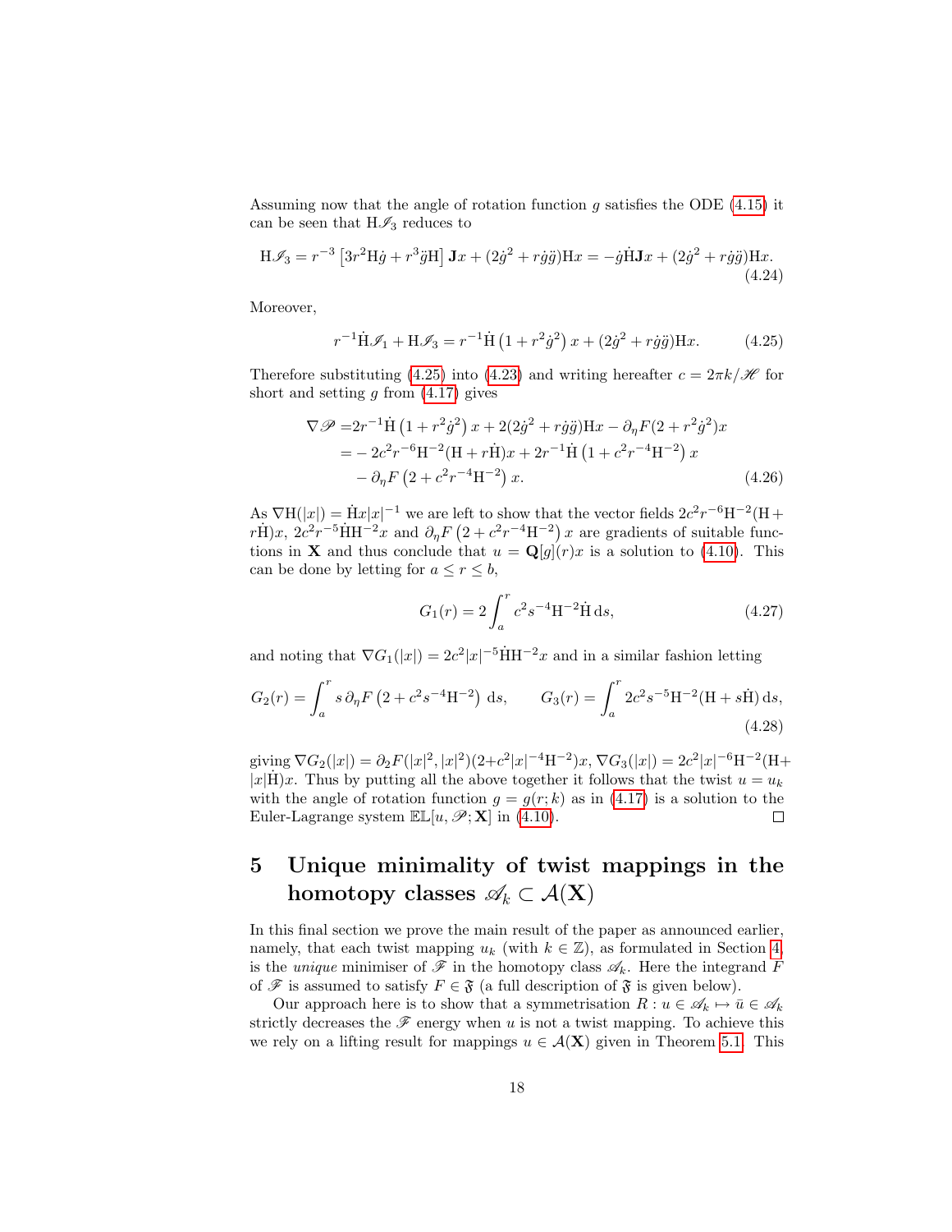Assuming now that the angle of rotation function $g$ satisfies the ODE (4.15) it can be seen that $\mathrm{H}\mathscr{I}_3$ reduces to

$$\mathrm{H}\mathscr{I}_3 = r^{-3}\left[3r^2\mathrm{H}\dot{g} + r^3\ddot{g}\mathrm{H}\right]\mathbf{J}x + (2\dot{g}^2 + r\dot{g}\ddot{g})\mathrm{H}x = -\dot{g}\dot{\mathrm{H}}\mathbf{J}x + (2\dot{g}^2 + r\dot{g}\ddot{g})\mathrm{H}x. \tag{4.24}$$

Moreover,

$$r^{-1}\dot{\mathrm{H}}\mathscr{I}_1 + \mathrm{H}\mathscr{I}_3 = r^{-1}\dot{\mathrm{H}}\left(1 + r^2\dot{g}^2\right)x + (2\dot{g}^2 + r\dot{g}\ddot{g})\mathrm{H}x. \tag{4.25}$$

Therefore substituting (4.25) into (4.23) and writing hereafter $c = 2\pi k/\mathscr{H}$ for short and setting $g$ from (4.17) gives

$$\begin{aligned}\nabla\mathscr{P} =& 2r^{-1}\dot{\mathrm{H}}\left(1 + r^2\dot{g}^2\right)x + 2(2\dot{g}^2 + r\dot{g}\ddot{g})\mathrm{H}x - \partial_\eta F(2 + r^2\dot{g}^2)x \\ =& -2c^2r^{-6}\mathrm{H}^{-2}(\mathrm{H} + r\dot{\mathrm{H}})x + 2r^{-1}\dot{\mathrm{H}}\left(1 + c^2r^{-4}\mathrm{H}^{-2}\right)x \\ & - \partial_\eta F\left(2 + c^2r^{-4}\mathrm{H}^{-2}\right)x. \end{aligned} \tag{4.26}$$

As $\nabla\mathrm{H}(|x|) = \dot{\mathrm{H}}x|x|^{-1}$ we are left to show that the vector fields $2c^2r^{-6}\mathrm{H}^{-2}(\mathrm{H} + r\dot{\mathrm{H}})x$, $2c^2r^{-5}\dot{\mathrm{H}}\mathrm{H}^{-2}x$ and $\partial_\eta F\left(2 + c^2r^{-4}\mathrm{H}^{-2}\right)x$ are gradients of suitable functions in $\mathbf{X}$ and thus conclude that $u = \mathbf{Q}[g](r)x$ is a solution to (4.10). This can be done by letting for $a \le r \le b$,

$$G_1(r) = 2\int_a^r c^2s^{-4}\mathrm{H}^{-2}\dot{\mathrm{H}}\,\mathrm{d}s, \tag{4.27}$$

and noting that $\nabla G_1(|x|) = 2c^2|x|^{-5}\dot{\mathrm{H}}\mathrm{H}^{-2}x$ and in a similar fashion letting

$$G_2(r) = \int_a^r s\,\partial_\eta F\left(2 + c^2s^{-4}\mathrm{H}^{-2}\right)\,\mathrm{d}s, \qquad G_3(r) = \int_a^r 2c^2s^{-5}\mathrm{H}^{-2}(\mathrm{H} + s\dot{\mathrm{H}})\,\mathrm{d}s, \tag{4.28}$$

giving $\nabla G_2(|x|) = \partial_2 F(|x|^2, |x|^2)(2 + c^2|x|^{-4}\mathrm{H}^{-2})x$, $\nabla G_3(|x|) = 2c^2|x|^{-6}\mathrm{H}^{-2}(\mathrm{H} + |x|\dot{\mathrm{H}})x$. Thus by putting all the above together it follows that the twist $u = u_k$ with the angle of rotation function $g = g(r;k)$ as in (4.17) is a solution to the Euler-Lagrange system $\mathbb{EL}[u, \mathscr{P}; \mathbf{X}]$ in (4.10). □

# 5 Unique minimality of twist mappings in the homotopy classes $\mathscr{A}_k \subset \mathcal{A}(\mathbf{X})$

In this final section we prove the main result of the paper as announced earlier, namely, that each twist mapping $u_k$ (with $k \in \mathbb{Z}$), as formulated in Section 4, is the *unique* minimiser of $\mathscr{F}$ in the homotopy class $\mathscr{A}_k$. Here the integrand $F$ of $\mathscr{F}$ is assumed to satisfy $F \in \mathfrak{F}$ (a full description of $\mathfrak{F}$ is given below).

Our approach here is to show that a symmetrisation $R : u \in \mathscr{A}_k \mapsto \bar{u} \in \mathscr{A}_k$ strictly decreases the $\mathscr{F}$ energy when $u$ is not a twist mapping. To achieve this we rely on a lifting result for mappings $u \in \mathcal{A}(\mathbf{X})$ given in Theorem 5.1. This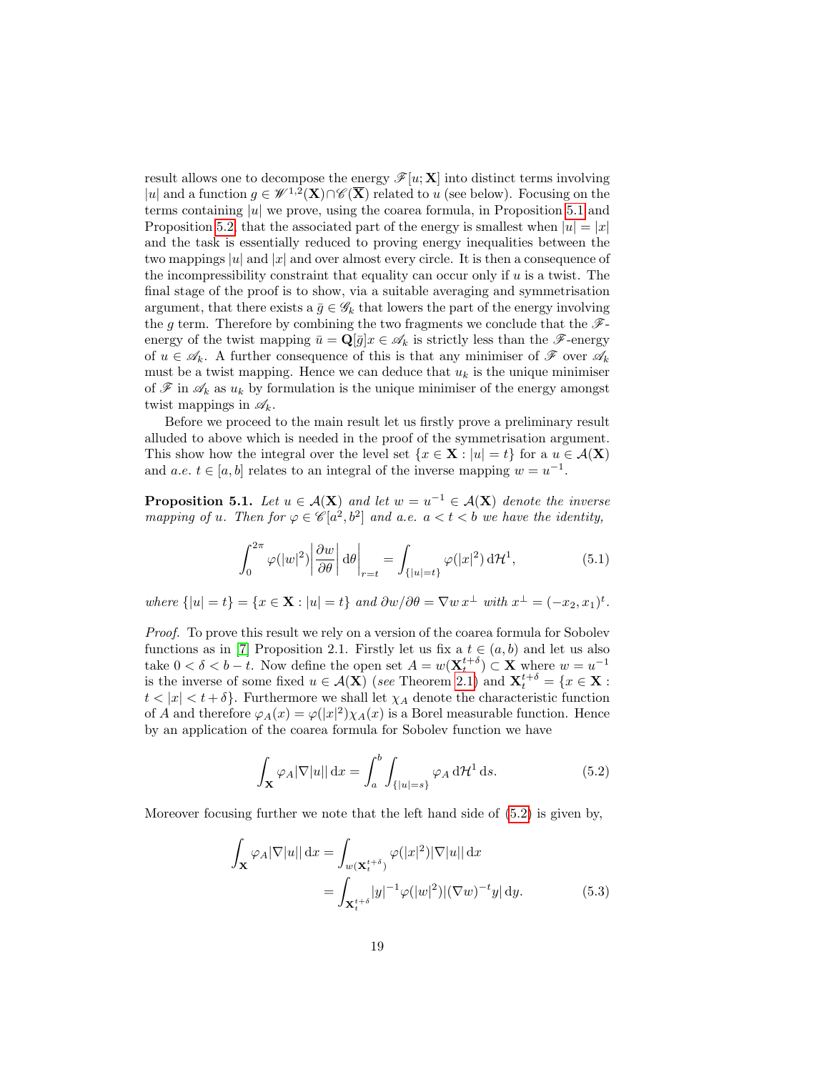result allows one to decompose the energy $\mathscr{F}[u; \mathbf{X}]$ into distinct terms involving $|u|$ and a function $g \in \mathscr{W}^{1,2}(\mathbf{X}) \cap \mathscr{C}(\overline{\mathbf{X}})$ related to $u$ (see below). Focusing on the terms containing $|u|$ we prove, using the coarea formula, in Proposition 5.1 and Proposition 5.2, that the associated part of the energy is smallest when $|u| = |x|$ and the task is essentially reduced to proving energy inequalities between the two mappings $|u|$ and $|x|$ and over almost every circle. It is then a consequence of the incompressibility constraint that equality can occur only if $u$ is a twist. The final stage of the proof is to show, via a suitable averaging and symmetrisation argument, that there exists a $\bar{g} \in \mathscr{G}_k$ that lowers the part of the energy involving the $g$ term. Therefore by combining the two fragments we conclude that the $\mathscr{F}$-energy of the twist mapping $\bar{u} = \mathbf{Q}[\bar{g}]x \in \mathscr{A}_k$ is strictly less than the $\mathscr{F}$-energy of $u \in \mathscr{A}_k$. A further consequence of this is that any minimiser of $\mathscr{F}$ over $\mathscr{A}_k$ must be a twist mapping. Hence we can deduce that $u_k$ is the unique minimiser of $\mathscr{F}$ in $\mathscr{A}_k$ as $u_k$ by formulation is the unique minimiser of the energy amongst twist mappings in $\mathscr{A}_k$.

Before we proceed to the main result let us firstly prove a preliminary result alluded to above which is needed in the proof of the symmetrisation argument. This show how the integral over the level set $\{x \in \mathbf{X} : |u| = t\}$ for a $u \in \mathcal{A}(\mathbf{X})$ and *a.e.* $t \in [a, b]$ relates to an integral of the inverse mapping $w = u^{-1}$.

**Proposition 5.1.** *Let $u \in \mathcal{A}(\mathbf{X})$ and let $w = u^{-1} \in \mathcal{A}(\mathbf{X})$ denote the inverse mapping of $u$. Then for $\varphi \in \mathscr{C}[a^2, b^2]$ and a.e. $a < t < b$ we have the identity,*

$$\int_0^{2\pi} \varphi(|w|^2) \left| \frac{\partial w}{\partial \theta} \right| \mathrm{d}\theta \bigg|_{r=t} = \int_{\{|u|=t\}} \varphi(|x|^2) \, \mathrm{d}\mathcal{H}^1, \tag{5.1}$$

*where $\{|u| = t\} = \{x \in \mathbf{X} : |u| = t\}$ and $\partial w / \partial \theta = \nabla w \, x^\perp$ with $x^\perp = (-x_2, x_1)^t$.*

*Proof.* To prove this result we rely on a version of the coarea formula for Sobolev functions as in [7] Proposition 2.1. Firstly let us fix a $t \in (a, b)$ and let us also take $0 < \delta < b - t$. Now define the open set $A = w(\mathbf{X}_t^{t+\delta}) \subset \mathbf{X}$ where $w = u^{-1}$ is the inverse of some fixed $u \in \mathcal{A}(\mathbf{X})$ (*see* Theorem 2.1) and $\mathbf{X}_t^{t+\delta} = \{x \in \mathbf{X} : t < |x| < t + \delta\}$. Furthermore we shall let $\chi_A$ denote the characteristic function of $A$ and therefore $\varphi_A(x) = \varphi(|x|^2)\chi_A(x)$ is a Borel measurable function. Hence by an application of the coarea formula for Sobolev function we have

$$\int_{\mathbf{X}} \varphi_A |\nabla |u|| \, \mathrm{d}x = \int_a^b \int_{\{|u|=s\}} \varphi_A \, \mathrm{d}\mathcal{H}^1 \, \mathrm{d}s. \tag{5.2}$$

Moreover focusing further we note that the left hand side of (5.2) is given by,

$$\begin{aligned} \int_{\mathbf{X}} \varphi_A |\nabla |u|| \, \mathrm{d}x &= \int_{w(\mathbf{X}_t^{t+\delta})} \varphi(|x|^2) |\nabla |u|| \, \mathrm{d}x \\ &= \int_{\mathbf{X}_t^{t+\delta}} |y|^{-1} \varphi(|w|^2) |(\nabla w)^{-t} y| \, \mathrm{d}y. \end{aligned} \tag{5.3}$$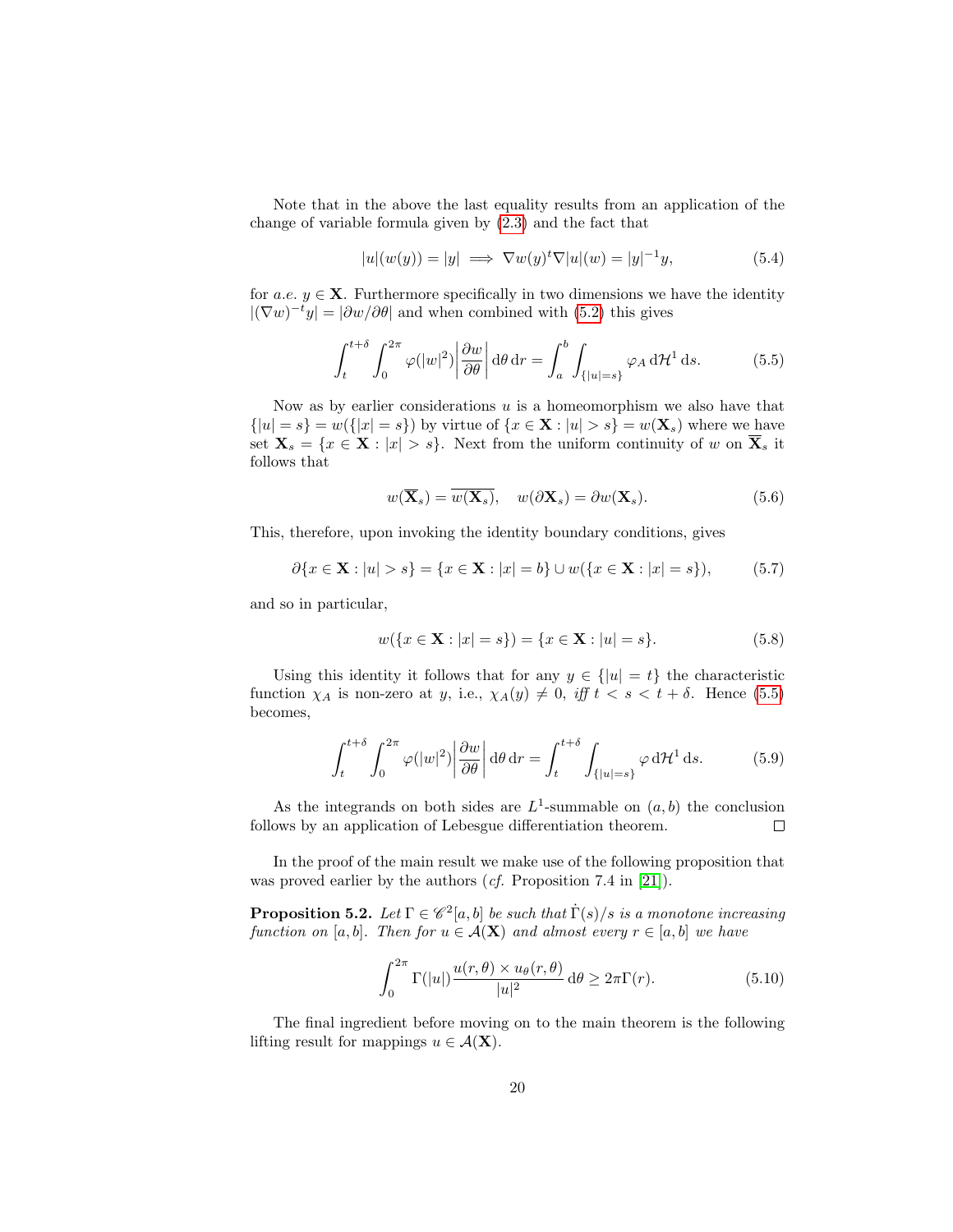Note that in the above the last equality results from an application of the change of variable formula given by (2.3) and the fact that

$$|u|(w(y)) = |y| \implies \nabla w(y)^t \nabla |u|(w) = |y|^{-1} y, \tag{5.4}$$

for *a.e.* $y \in \mathbf{X}$. Furthermore specifically in two dimensions we have the identity $|(\nabla w)^{-t} y| = |\partial w / \partial \theta|$ and when combined with (5.2) this gives

$$\int_t^{t+\delta} \int_0^{2\pi} \varphi(|w|^2) \left| \frac{\partial w}{\partial \theta} \right| \mathrm{d}\theta \, \mathrm{d}r = \int_a^b \int_{\{|u|=s\}} \varphi_A \, \mathrm{d}\mathcal{H}^1 \, \mathrm{d}s. \tag{5.5}$$

Now as by earlier considerations $u$ is a homeomorphism we also have that $\{|u| = s\} = w(\{|x| = s\})$ by virtue of $\{x \in \mathbf{X} : |u| > s\} = w(\mathbf{X}_s)$ where we have set $\mathbf{X}_s = \{x \in \mathbf{X} : |x| > s\}$. Next from the uniform continuity of $w$ on $\overline{\mathbf{X}}_s$ it follows that

$$w(\overline{\mathbf{X}}_s) = \overline{w(\mathbf{X}_s)}, \quad w(\partial \mathbf{X}_s) = \partial w(\mathbf{X}_s). \tag{5.6}$$

This, therefore, upon invoking the identity boundary conditions, gives

$$\partial \{x \in \mathbf{X} : |u| > s\} = \{x \in \mathbf{X} : |x| = b\} \cup w(\{x \in \mathbf{X} : |x| = s\}), \tag{5.7}$$

and so in particular,

$$w(\{x \in \mathbf{X} : |x| = s\}) = \{x \in \mathbf{X} : |u| = s\}. \tag{5.8}$$

Using this identity it follows that for any $y \in \{|u| = t\}$ the characteristic function $\chi_A$ is non-zero at $y$, i.e., $\chi_A(y) \neq 0$, *iff* $t < s < t + \delta$. Hence (5.5) becomes,

$$\int_t^{t+\delta} \int_0^{2\pi} \varphi(|w|^2) \left| \frac{\partial w}{\partial \theta} \right| \mathrm{d}\theta \, \mathrm{d}r = \int_t^{t+\delta} \int_{\{|u|=s\}} \varphi \, \mathrm{d}\mathcal{H}^1 \, \mathrm{d}s. \tag{5.9}$$

As the integrands on both sides are $L^1$-summable on $(a, b)$ the conclusion follows by an application of Lebesgue differentiation theorem. $\square$

In the proof of the main result we make use of the following proposition that was proved earlier by the authors (*cf.* Proposition 7.4 in [21]).

**Proposition 5.2.** *Let $\Gamma \in \mathscr{C}^2[a, b]$ be such that $\dot{\Gamma}(s)/s$ is a monotone increasing function on $[a, b]$. Then for $u \in \mathcal{A}(\mathbf{X})$ and almost every $r \in [a, b]$ we have*

$$\int_0^{2\pi} \Gamma(|u|) \frac{u(r, \theta) \times u_\theta(r, \theta)}{|u|^2} \, \mathrm{d}\theta \geq 2\pi \Gamma(r). \tag{5.10}$$

The final ingredient before moving on to the main theorem is the following lifting result for mappings $u \in \mathcal{A}(\mathbf{X})$.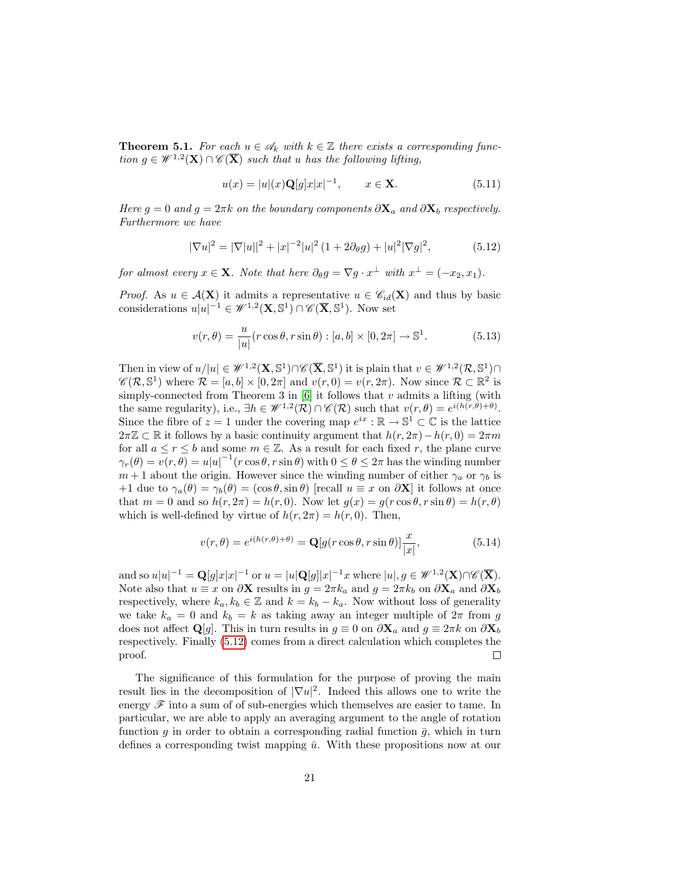**Theorem 5.1.** *For each $u \in \mathscr{A}_k$ with $k \in \mathbb{Z}$ there exists a corresponding function $g \in \mathscr{W}^{1,2}(\mathbf{X}) \cap \mathscr{C}(\overline{\mathbf{X}})$ such that $u$ has the following lifting,*

$$u(x) = |u|(x)\mathbf{Q}[g]x|x|^{-1}, \qquad x \in \mathbf{X}. \tag{5.11}$$

*Here $g = 0$ and $g = 2\pi k$ on the boundary components $\partial\mathbf{X}_a$ and $\partial\mathbf{X}_b$ respectively. Furthermore we have*

$$|\nabla u|^2 = |\nabla|u||^2 + |x|^{-2}|u|^2\left(1 + 2\partial_\theta g\right) + |u|^2|\nabla g|^2, \tag{5.12}$$

*for almost every $x \in \mathbf{X}$. Note that here $\partial_\theta g = \nabla g \cdot x^\perp$ with $x^\perp = (-x_2, x_1)$.*

*Proof.* As $u \in \mathcal{A}(\mathbf{X})$ it admits a representative $u \in \mathscr{C}_{id}(\mathbf{X})$ and thus by basic considerations $u|u|^{-1} \in \mathscr{W}^{1,2}(\mathbf{X}, \mathbb{S}^1) \cap \mathscr{C}(\overline{\mathbf{X}}, \mathbb{S}^1)$. Now set

$$v(r,\theta) = \frac{u}{|u|}(r\cos\theta, r\sin\theta) : [a,b] \times [0, 2\pi] \to \mathbb{S}^1. \tag{5.13}$$

Then in view of $u/|u| \in \mathscr{W}^{1,2}(\mathbf{X}, \mathbb{S}^1) \cap \mathscr{C}(\overline{\mathbf{X}}, \mathbb{S}^1)$ it is plain that $v \in \mathscr{W}^{1,2}(\mathcal{R}, \mathbb{S}^1) \cap \mathscr{C}(\mathcal{R}, \mathbb{S}^1)$ where $\mathcal{R} = [a,b] \times [0, 2\pi]$ and $v(r,0) = v(r, 2\pi)$. Now since $\mathcal{R} \subset \mathbb{R}^2$ is simply-connected from Theorem 3 in [6] it follows that $v$ admits a lifting (with the same regularity), i.e., $\exists h \in \mathscr{W}^{1,2}(\mathcal{R}) \cap \mathscr{C}(\mathcal{R})$ such that $v(r,\theta) = e^{i(h(r,\theta)+\theta)}$. Since the fibre of $z = 1$ under the covering map $e^{ix} : \mathbb{R} \to \mathbb{S}^1 \subset \mathbb{C}$ is the lattice $2\pi\mathbb{Z} \subset \mathbb{R}$ it follows by a basic continuity argument that $h(r, 2\pi) - h(r, 0) = 2\pi m$ for all $a \le r \le b$ and some $m \in \mathbb{Z}$. As a result for each fixed $r$, the plane curve $\gamma_r(\theta) = v(r,\theta) = u|u|^{-1}(r\cos\theta, r\sin\theta)$ with $0 \le \theta \le 2\pi$ has the winding number $m+1$ about the origin. However since the winding number of either $\gamma_a$ or $\gamma_b$ is $+1$ due to $\gamma_a(\theta) = \gamma_b(\theta) = (\cos\theta, \sin\theta)$ [recall $u \equiv x$ on $\partial\mathbf{X}$] it follows at once that $m = 0$ and so $h(r, 2\pi) = h(r, 0)$. Now let $g(x) = g(r\cos\theta, r\sin\theta) = h(r,\theta)$ which is well-defined by virtue of $h(r, 2\pi) = h(r,0)$. Then,

$$v(r,\theta) = e^{i(h(r,\theta)+\theta)} = \mathbf{Q}[g(r\cos\theta, r\sin\theta)]\frac{x}{|x|}, \tag{5.14}$$

and so $u|u|^{-1} = \mathbf{Q}[g]x|x|^{-1}$ or $u = |u|\mathbf{Q}[g]|x|^{-1}x$ where $|u|, g \in \mathscr{W}^{1,2}(\mathbf{X}) \cap \mathscr{C}(\overline{\mathbf{X}})$. Note also that $u \equiv x$ on $\partial\mathbf{X}$ results in $g = 2\pi k_a$ and $g = 2\pi k_b$ on $\partial\mathbf{X}_a$ and $\partial\mathbf{X}_b$ respectively, where $k_a, k_b \in \mathbb{Z}$ and $k = k_b - k_a$. Now without loss of generality we take $k_a = 0$ and $k_b = k$ as taking away an integer multiple of $2\pi$ from $g$ does not affect $\mathbf{Q}[g]$. This in turn results in $g \equiv 0$ on $\partial\mathbf{X}_a$ and $g \equiv 2\pi k$ on $\partial\mathbf{X}_b$ respectively. Finally (5.12) comes from a direct calculation which completes the proof. $\square$

The significance of this formulation for the purpose of proving the main result lies in the decomposition of $|\nabla u|^2$. Indeed this allows one to write the energy $\mathscr{F}$ into a sum of of sub-energies which themselves are easier to tame. In particular, we are able to apply an averaging argument to the angle of rotation function $g$ in order to obtain a corresponding radial function $\bar{g}$, which in turn defines a corresponding twist mapping $\bar{u}$. With these propositions now at our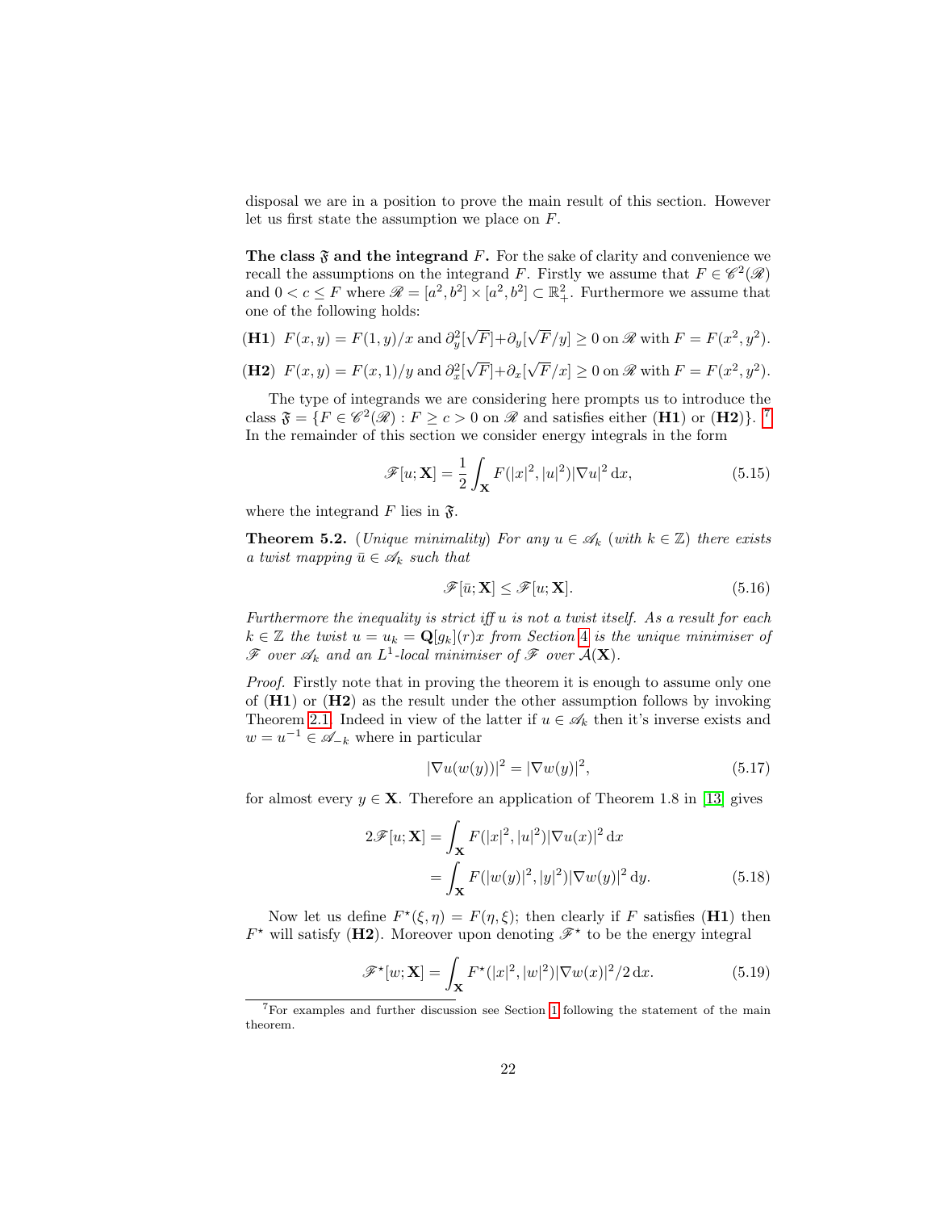disposal we are in a position to prove the main result of this section. However let us first state the assumption we place on $F$.

**The class $\mathfrak{F}$ and the integrand $F$.** For the sake of clarity and convenience we recall the assumptions on the integrand $F$. Firstly we assume that $F \in \mathscr{C}^2(\mathscr{R})$ and $0 < c \le F$ where $\mathscr{R} = [a^2, b^2] \times [a^2, b^2] \subset \mathbb{R}^2_+$. Furthermore we assume that one of the following holds:

**(H1)** $F(x,y) = F(1,y)/x$ and $\partial_y^2[\sqrt{F}] + \partial_y[\sqrt{F}/y] \ge 0$ on $\mathscr{R}$ with $F = F(x^2, y^2)$.

**(H2)** $F(x,y) = F(x,1)/y$ and $\partial_x^2[\sqrt{F}] + \partial_x[\sqrt{F}/x] \ge 0$ on $\mathscr{R}$ with $F = F(x^2, y^2)$.

The type of integrands we are considering here prompts us to introduce the class $\mathfrak{F} = \{F \in \mathscr{C}^2(\mathscr{R}) : F \ge c > 0 \text{ on } \mathscr{R} \text{ and satisfies either } \textbf{(H1)} \text{ or } \textbf{(H2)}\}$. [7] In the remainder of this section we consider energy integrals in the form

$$\mathscr{F}[u; \mathbf{X}] = \frac{1}{2} \int_{\mathbf{X}} F(|x|^2, |u|^2) |\nabla u|^2 \, \mathrm{d}x, \tag{5.15}$$

where the integrand $F$ lies in $\mathfrak{F}$.

**Theorem 5.2.** (*Unique minimality*) *For any $u \in \mathscr{A}_k$ (with $k \in \mathbb{Z}$) there exists a twist mapping $\bar{u} \in \mathscr{A}_k$ such that*

$$\mathscr{F}[\bar{u}; \mathbf{X}] \le \mathscr{F}[u; \mathbf{X}]. \tag{5.16}$$

*Furthermore the inequality is strict iff $u$ is not a twist itself. As a result for each $k \in \mathbb{Z}$ the twist $u = u_k = \mathbf{Q}[g_k](r)x$ from Section 4 is the unique minimiser of $\mathscr{F}$ over $\mathscr{A}_k$ and an $L^1$-local minimiser of $\mathscr{F}$ over $\mathcal{A}(\mathbf{X})$.*

*Proof.* Firstly note that in proving the theorem it is enough to assume only one of **(H1)** or **(H2)** as the result under the other assumption follows by invoking Theorem 2.1. Indeed in view of the latter if $u \in \mathscr{A}_k$ then it's inverse exists and $w = u^{-1} \in \mathscr{A}_{-k}$ where in particular

$$|\nabla u(w(y))|^2 = |\nabla w(y)|^2, \tag{5.17}$$

for almost every $y \in \mathbf{X}$. Therefore an application of Theorem 1.8 in [13] gives

$$\begin{aligned} 2\mathscr{F}[u; \mathbf{X}] &= \int_{\mathbf{X}} F(|x|^2, |u|^2) |\nabla u(x)|^2 \, \mathrm{d}x \\ &= \int_{\mathbf{X}} F(|w(y)|^2, |y|^2) |\nabla w(y)|^2 \, \mathrm{d}y. \end{aligned} \tag{5.18}$$

Now let us define $F^\star(\xi, \eta) = F(\eta, \xi)$; then clearly if $F$ satisfies **(H1)** then $F^\star$ will satisfy **(H2)**. Moreover upon denoting $\mathscr{F}^\star$ to be the energy integral

$$\mathscr{F}^\star[w; \mathbf{X}] = \int_{\mathbf{X}} F^\star(|x|^2, |w|^2) |\nabla w(x)|^2 / 2 \, \mathrm{d}x. \tag{5.19}$$

[7] For examples and further discussion see Section 1 following the statement of the main theorem.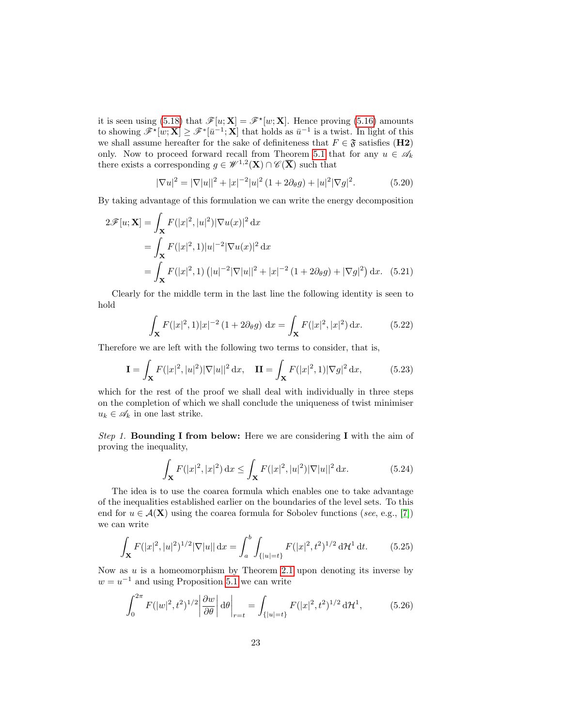it is seen using (5.18) that $\mathscr{F}[u; \mathbf{X}] = \mathscr{F}^\star[w; \mathbf{X}]$. Hence proving (5.16) amounts to showing $\mathscr{F}^\star[w; \mathbf{X}] \geq \mathscr{F}^\star[\bar{u}^{-1}; \mathbf{X}]$ that holds as $\bar{u}^{-1}$ is a twist. In light of this we shall assume hereafter for the sake of definiteness that $F \in \mathfrak{F}$ satisfies (**H2**) only. Now to proceed forward recall from Theorem 5.1 that for any $u \in \mathscr{A}_k$ there exists a corresponding $g \in \mathscr{W}^{1,2}(\mathbf{X}) \cap \mathscr{C}(\overline{\mathbf{X}})$ such that

$$|\nabla u|^2 = |\nabla |u||^2 + |x|^{-2}|u|^2 \left(1 + 2\partial_\theta g\right) + |u|^2 |\nabla g|^2. \tag{5.20}$$

By taking advantage of this formulation we can write the energy decomposition

$$\begin{aligned}
2\mathscr{F}[u; \mathbf{X}] &= \int_{\mathbf{X}} F(|x|^2, |u|^2) |\nabla u(x)|^2 \, \mathrm{d}x \\
&= \int_{\mathbf{X}} F(|x|^2, 1) |u|^{-2} |\nabla u(x)|^2 \, \mathrm{d}x \\
&= \int_{\mathbf{X}} F(|x|^2, 1) \left( |u|^{-2} |\nabla |u||^2 + |x|^{-2} \left(1 + 2\partial_\theta g\right) + |\nabla g|^2 \right) \mathrm{d}x. \quad (5.21)
\end{aligned}$$

Clearly for the middle term in the last line the following identity is seen to hold

$$\int_{\mathbf{X}} F(|x|^2, 1) |x|^{-2} \left(1 + 2\partial_\theta g\right) \, \mathrm{d}x = \int_{\mathbf{X}} F(|x|^2, |x|^2) \, \mathrm{d}x. \tag{5.22}$$

Therefore we are left with the following two terms to consider, that is,

$$\mathbf{I} = \int_{\mathbf{X}} F(|x|^2, |u|^2) |\nabla |u||^2 \, \mathrm{d}x, \quad \mathbf{II} = \int_{\mathbf{X}} F(|x|^2, 1) |\nabla g|^2 \, \mathrm{d}x, \tag{5.23}$$

which for the rest of the proof we shall deal with individually in three steps on the completion of which we shall conclude the uniqueness of twist minimiser $u_k \in \mathscr{A}_k$ in one last strike.

*Step 1.* **Bounding I from below:** Here we are considering **I** with the aim of proving the inequality,

$$\int_{\mathbf{X}} F(|x|^2, |x|^2) \, \mathrm{d}x \leq \int_{\mathbf{X}} F(|x|^2, |u|^2) |\nabla |u||^2 \, \mathrm{d}x. \tag{5.24}$$

The idea is to use the coarea formula which enables one to take advantage of the inequalities established earlier on the boundaries of the level sets. To this end for $u \in \mathcal{A}(\mathbf{X})$ using the coarea formula for Sobolev functions (*see*, e.g., [7]) we can write

$$\int_{\mathbf{X}} F(|x|^2, |u|^2)^{1/2} |\nabla |u|| \, \mathrm{d}x = \int_a^b \int_{\{|u|=t\}} F(|x|^2, t^2)^{1/2} \, \mathrm{d}\mathcal{H}^1 \, \mathrm{d}t. \tag{5.25}$$

Now as $u$ is a homeomorphism by Theorem 2.1 upon denoting its inverse by $w = u^{-1}$ and using Proposition 5.1 we can write

$$\int_0^{2\pi} F(|w|^2, t^2)^{1/2} \left| \frac{\partial w}{\partial \theta} \right| \mathrm{d}\theta \bigg|_{r=t} = \int_{\{|u|=t\}} F(|x|^2, t^2)^{1/2} \, \mathrm{d}\mathcal{H}^1, \tag{5.26}$$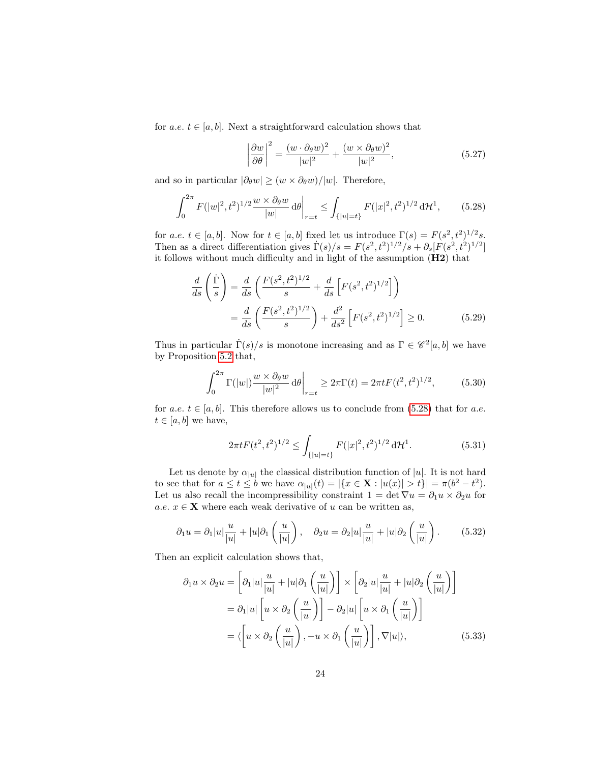for *a.e.* $t \in [a,b]$. Next a straightforward calculation shows that

$$\left|\frac{\partial w}{\partial \theta}\right|^2 = \frac{(w \cdot \partial_\theta w)^2}{|w|^2} + \frac{(w \times \partial_\theta w)^2}{|w|^2}, \tag{5.27}$$

and so in particular $|\partial_\theta w| \geq (w \times \partial_\theta w)/|w|$. Therefore,

$$\int_0^{2\pi} F(|w|^2, t^2)^{1/2} \frac{w \times \partial_\theta w}{|w|} \, \mathrm{d}\theta \Big|_{r=t} \leq \int_{\{|u|=t\}} F(|x|^2, t^2)^{1/2} \, \mathrm{d}\mathcal{H}^1, \tag{5.28}$$

for *a.e.* $t \in [a,b]$. Now for $t \in [a,b]$ fixed let us introduce $\Gamma(s) = F(s^2, t^2)^{1/2} s$. Then as a direct differentiation gives $\dot{\Gamma}(s)/s = F(s^2,t^2)^{1/2}/s + \partial_s[F(s^2,t^2)^{1/2}]$ it follows without much difficulty and in light of the assumption (**H2**) that

$$\begin{aligned}
\frac{d}{ds}\left(\frac{\dot{\Gamma}}{s}\right) &= \frac{d}{ds}\left(\frac{F(s^2,t^2)^{1/2}}{s} + \frac{d}{ds}\left[F(s^2,t^2)^{1/2}\right]\right) \\
&= \frac{d}{ds}\left(\frac{F(s^2,t^2)^{1/2}}{s}\right) + \frac{d^2}{ds^2}\left[F(s^2,t^2)^{1/2}\right] \geq 0.
\end{aligned} \tag{5.29}$$

Thus in particular $\dot{\Gamma}(s)/s$ is monotone increasing and as $\Gamma \in \mathscr{C}^2[a,b]$ we have by Proposition 5.2 that,

$$\int_0^{2\pi} \Gamma(|w|) \frac{w \times \partial_\theta w}{|w|^2} \, \mathrm{d}\theta \Big|_{r=t} \geq 2\pi\Gamma(t) = 2\pi t F(t^2,t^2)^{1/2}, \tag{5.30}$$

for *a.e.* $t \in [a,b]$. This therefore allows us to conclude from (5.28) that for *a.e.* $t \in [a,b]$ we have,

$$2\pi t F(t^2,t^2)^{1/2} \leq \int_{\{|u|=t\}} F(|x|^2,t^2)^{1/2} \, \mathrm{d}\mathcal{H}^1. \tag{5.31}$$

Let us denote by $\alpha_{|u|}$ the classical distribution function of $|u|$. It is not hard to see that for $a \leq t \leq b$ we have $\alpha_{|u|}(t) = |\{x \in \mathbf{X} : |u(x)| > t\}| = \pi(b^2 - t^2)$. Let us also recall the incompressibility constraint $1 = \det \nabla u = \partial_1 u \times \partial_2 u$ for *a.e.* $x \in \mathbf{X}$ where each weak derivative of $u$ can be written as,

$$\partial_1 u = \partial_1 |u| \frac{u}{|u|} + |u| \partial_1 \left(\frac{u}{|u|}\right), \quad \partial_2 u = \partial_2 |u| \frac{u}{|u|} + |u| \partial_2 \left(\frac{u}{|u|}\right). \tag{5.32}$$

Then an explicit calculation shows that,

$$\begin{aligned}
\partial_1 u \times \partial_2 u &= \left[\partial_1 |u| \frac{u}{|u|} + |u| \partial_1 \left(\frac{u}{|u|}\right)\right] \times \left[\partial_2 |u| \frac{u}{|u|} + |u| \partial_2 \left(\frac{u}{|u|}\right)\right] \\
&= \partial_1 |u| \left[u \times \partial_2 \left(\frac{u}{|u|}\right)\right] - \partial_2 |u| \left[u \times \partial_1 \left(\frac{u}{|u|}\right)\right] \\
&= \langle \left[u \times \partial_2 \left(\frac{u}{|u|}\right), -u \times \partial_1 \left(\frac{u}{|u|}\right)\right], \nabla |u| \rangle,
\end{aligned} \tag{5.33}$$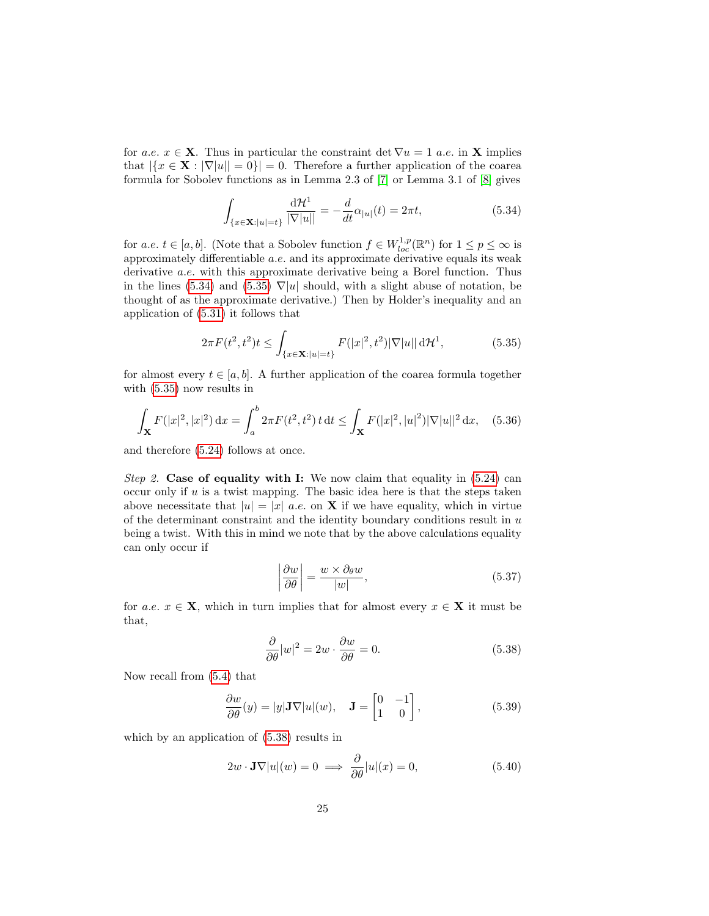for *a.e.* $x \in \mathbf{X}$. Thus in particular the constraint $\det \nabla u = 1$ *a.e.* in $\mathbf{X}$ implies that $|\{x \in \mathbf{X} : |\nabla |u|| = 0\}| = 0$. Therefore a further application of the coarea formula for Sobolev functions as in Lemma 2.3 of [7] or Lemma 3.1 of [8] gives

$$\int_{\{x \in \mathbf{X} : |u| = t\}} \frac{\mathrm{d}\mathcal{H}^1}{|\nabla |u||} = -\frac{d}{dt} \alpha_{|u|}(t) = 2\pi t, \tag{5.34}$$

for *a.e.* $t \in [a, b]$. (Note that a Sobolev function $f \in W^{1,p}_{loc}(\mathbb{R}^n)$ for $1 \le p \le \infty$ is approximately differentiable *a.e.* and its approximate derivative equals its weak derivative *a.e.* with this approximate derivative being a Borel function. Thus in the lines (5.34) and (5.35) $\nabla |u|$ should, with a slight abuse of notation, be thought of as the approximate derivative.) Then by Holder's inequality and an application of (5.31) it follows that

$$2\pi F(t^2, t^2) t \le \int_{\{x \in \mathbf{X} : |u| = t\}} F(|x|^2, t^2) |\nabla |u|| \, \mathrm{d}\mathcal{H}^1, \tag{5.35}$$

for almost every $t \in [a, b]$. A further application of the coarea formula together with (5.35) now results in

$$\int_{\mathbf{X}} F(|x|^2, |x|^2) \, \mathrm{d}x = \int_a^b 2\pi F(t^2, t^2) \, t \, \mathrm{d}t \le \int_{\mathbf{X}} F(|x|^2, |u|^2) |\nabla |u||^2 \, \mathrm{d}x, \tag{5.36}$$

and therefore (5.24) follows at once.

*Step 2.* **Case of equality with I:** We now claim that equality in (5.24) can occur only if $u$ is a twist mapping. The basic idea here is that the steps taken above necessitate that $|u| = |x|$ *a.e.* on $\mathbf{X}$ if we have equality, which in virtue of the determinant constraint and the identity boundary conditions result in $u$ being a twist. With this in mind we note that by the above calculations equality can only occur if

$$\left| \frac{\partial w}{\partial \theta} \right| = \frac{w \times \partial_\theta w}{|w|}, \tag{5.37}$$

for *a.e.* $x \in \mathbf{X}$, which in turn implies that for almost every $x \in \mathbf{X}$ it must be that,

$$\frac{\partial}{\partial \theta} |w|^2 = 2w \cdot \frac{\partial w}{\partial \theta} = 0. \tag{5.38}$$

Now recall from (5.4) that

$$\frac{\partial w}{\partial \theta}(y) = |y| \mathbf{J} \nabla |u|(w), \quad \mathbf{J} = \begin{bmatrix} 0 & -1 \\ 1 & 0 \end{bmatrix}, \tag{5.39}$$

which by an application of (5.38) results in

$$2w \cdot \mathbf{J} \nabla |u|(w) = 0 \implies \frac{\partial}{\partial \theta} |u|(x) = 0, \tag{5.40}$$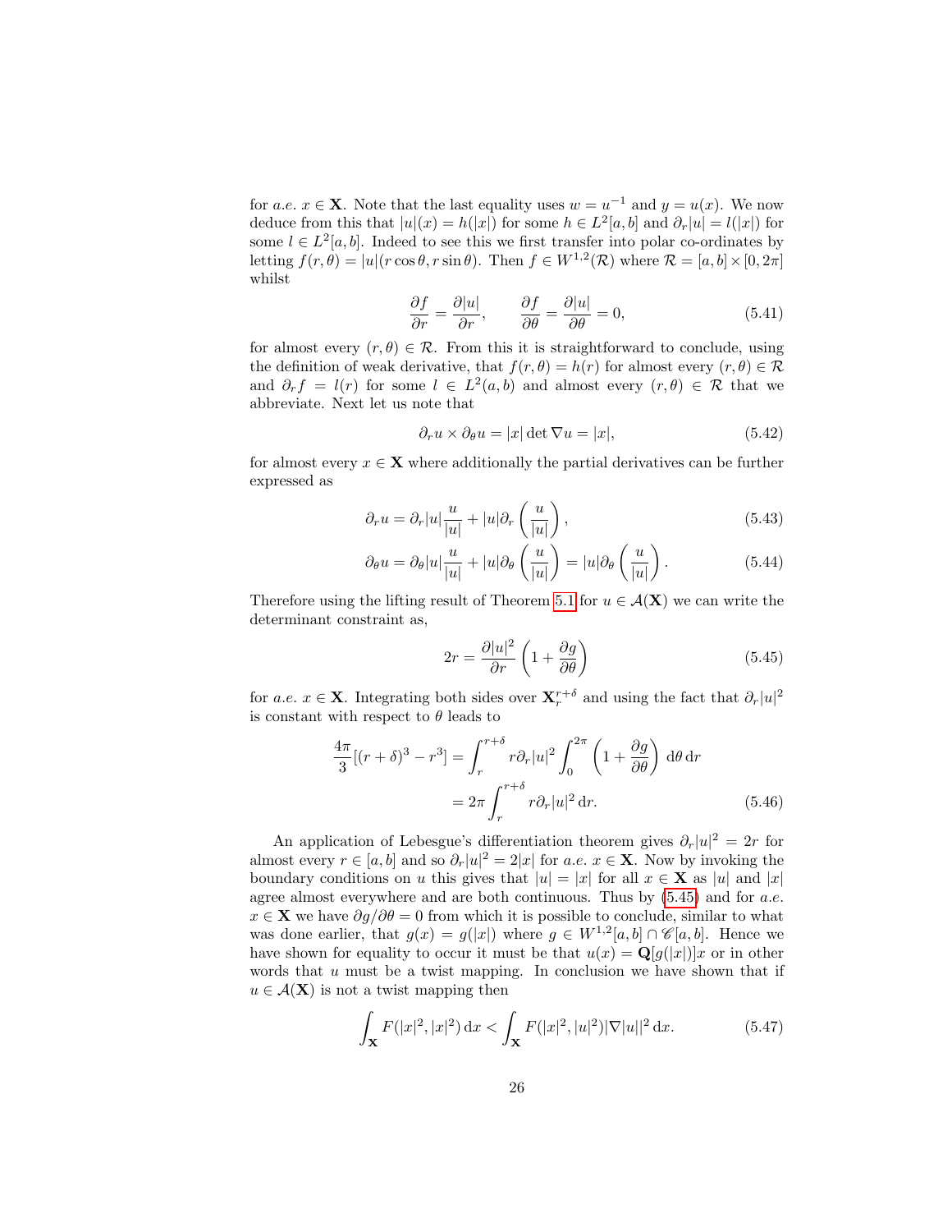for *a.e.* $x \in \mathbf{X}$. Note that the last equality uses $w = u^{-1}$ and $y = u(x)$. We now deduce from this that $|u|(x) = h(|x|)$ for some $h \in L^2[a,b]$ and $\partial_r |u| = l(|x|)$ for some $l \in L^2[a,b]$. Indeed to see this we first transfer into polar co-ordinates by letting $f(r,\theta) = |u|(r\cos\theta, r\sin\theta)$. Then $f \in W^{1,2}(\mathcal{R})$ where $\mathcal{R} = [a,b] \times [0, 2\pi]$ whilst

$$\frac{\partial f}{\partial r} = \frac{\partial |u|}{\partial r}, \qquad \frac{\partial f}{\partial \theta} = \frac{\partial |u|}{\partial \theta} = 0, \tag{5.41}$$

for almost every $(r,\theta) \in \mathcal{R}$. From this it is straightforward to conclude, using the definition of weak derivative, that $f(r,\theta) = h(r)$ for almost every $(r,\theta) \in \mathcal{R}$ and $\partial_r f = l(r)$ for some $l \in L^2(a,b)$ and almost every $(r,\theta) \in \mathcal{R}$ that we abbreviate. Next let us note that

$$\partial_r u \times \partial_\theta u = |x| \det \nabla u = |x|, \tag{5.42}$$

for almost every $x \in \mathbf{X}$ where additionally the partial derivatives can be further expressed as

$$\partial_r u = \partial_r |u| \frac{u}{|u|} + |u| \partial_r \left( \frac{u}{|u|} \right), \tag{5.43}$$

$$\partial_\theta u = \partial_\theta |u| \frac{u}{|u|} + |u| \partial_\theta \left( \frac{u}{|u|} \right) = |u| \partial_\theta \left( \frac{u}{|u|} \right). \tag{5.44}$$

Therefore using the lifting result of Theorem 5.1 for $u \in \mathcal{A}(\mathbf{X})$ we can write the determinant constraint as,

$$2r = \frac{\partial |u|^2}{\partial r} \left( 1 + \frac{\partial g}{\partial \theta} \right) \tag{5.45}$$

for *a.e.* $x \in \mathbf{X}$. Integrating both sides over $\mathbf{X}_r^{r+\delta}$ and using the fact that $\partial_r |u|^2$ is constant with respect to $\theta$ leads to

$$\begin{aligned} \frac{4\pi}{3}[(r+\delta)^3 - r^3] &= \int_r^{r+\delta} r \partial_r |u|^2 \int_0^{2\pi} \left( 1 + \frac{\partial g}{\partial \theta} \right) \, \mathrm{d}\theta \, \mathrm{d}r \\ &= 2\pi \int_r^{r+\delta} r \partial_r |u|^2 \, \mathrm{d}r. \end{aligned} \tag{5.46}$$

An application of Lebesgue's differentiation theorem gives $\partial_r |u|^2 = 2r$ for almost every $r \in [a,b]$ and so $\partial_r |u|^2 = 2|x|$ for *a.e.* $x \in \mathbf{X}$. Now by invoking the boundary conditions on $u$ this gives that $|u| = |x|$ for all $x \in \mathbf{X}$ as $|u|$ and $|x|$ agree almost everywhere and are both continuous. Thus by (5.45) and for *a.e.* $x \in \mathbf{X}$ we have $\partial g / \partial \theta = 0$ from which it is possible to conclude, similar to what was done earlier, that $g(x) = g(|x|)$ where $g \in W^{1,2}[a,b] \cap \mathscr{C}[a,b]$. Hence we have shown for equality to occur it must be that $u(x) = \mathbf{Q}[g(|x|)]x$ or in other words that $u$ must be a twist mapping. In conclusion we have shown that if $u \in \mathcal{A}(\mathbf{X})$ is not a twist mapping then

$$\int_{\mathbf{X}} F(|x|^2, |x|^2) \, \mathrm{d}x < \int_{\mathbf{X}} F(|x|^2, |u|^2) |\nabla |u||^2 \, \mathrm{d}x. \tag{5.47}$$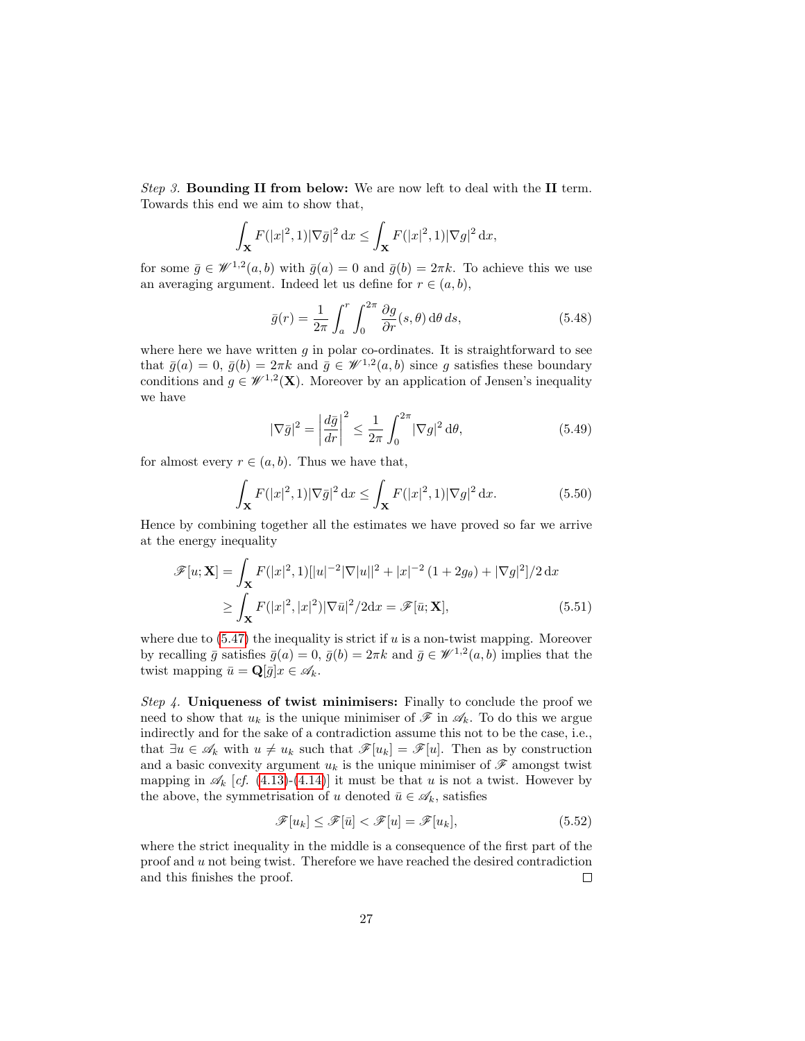*Step 3.* **Bounding II from below:** We are now left to deal with the **II** term. Towards this end we aim to show that,

$$\int_{\mathbf{X}} F(|x|^2, 1)|\nabla \bar{g}|^2 \, dx \leq \int_{\mathbf{X}} F(|x|^2, 1)|\nabla g|^2 \, dx,$$

for some $\bar{g} \in \mathscr{W}^{1,2}(a,b)$ with $\bar{g}(a) = 0$ and $\bar{g}(b) = 2\pi k$. To achieve this we use an averaging argument. Indeed let us define for $r \in (a,b)$,

$$\bar{g}(r) = \frac{1}{2\pi} \int_a^r \int_0^{2\pi} \frac{\partial g}{\partial r}(s, \theta) \, d\theta \, ds, \tag{5.48}$$

where here we have written $g$ in polar co-ordinates. It is straightforward to see that $\bar{g}(a) = 0$, $\bar{g}(b) = 2\pi k$ and $\bar{g} \in \mathscr{W}^{1,2}(a,b)$ since $g$ satisfies these boundary conditions and $g \in \mathscr{W}^{1,2}(\mathbf{X})$. Moreover by an application of Jensen's inequality we have

$$|\nabla \bar{g}|^2 = \left| \frac{d\bar{g}}{dr} \right|^2 \leq \frac{1}{2\pi} \int_0^{2\pi} |\nabla g|^2 \, d\theta, \tag{5.49}$$

for almost every $r \in (a,b)$. Thus we have that,

$$\int_{\mathbf{X}} F(|x|^2, 1)|\nabla \bar{g}|^2 \, dx \leq \int_{\mathbf{X}} F(|x|^2, 1)|\nabla g|^2 \, dx. \tag{5.50}$$

Hence by combining together all the estimates we have proved so far we arrive at the energy inequality

$$\begin{aligned} \mathscr{F}[u; \mathbf{X}] &= \int_{\mathbf{X}} F(|x|^2, 1)[|u|^{-2}|\nabla |u||^2 + |x|^{-2}(1 + 2g_\theta) + |\nabla g|^2]/2 \, dx \\ &\geq \int_{\mathbf{X}} F(|x|^2, |x|^2)|\nabla \bar{u}|^2/2 dx = \mathscr{F}[\bar{u}; \mathbf{X}], \end{aligned} \tag{5.51}$$

where due to (5.47) the inequality is strict if $u$ is a non-twist mapping. Moreover by recalling $\bar{g}$ satisfies $\bar{g}(a) = 0$, $\bar{g}(b) = 2\pi k$ and $\bar{g} \in \mathscr{W}^{1,2}(a,b)$ implies that the twist mapping $\bar{u} = \mathbf{Q}[\bar{g}]x \in \mathscr{A}_k$.

*Step 4.* **Uniqueness of twist minimisers:** Finally to conclude the proof we need to show that $u_k$ is the unique minimiser of $\mathscr{F}$ in $\mathscr{A}_k$. To do this we argue indirectly and for the sake of a contradiction assume this not to be the case, i.e., that $\exists u \in \mathscr{A}_k$ with $u \neq u_k$ such that $\mathscr{F}[u_k] = \mathscr{F}[u]$. Then as by construction and a basic convexity argument $u_k$ is the unique minimiser of $\mathscr{F}$ amongst twist mapping in $\mathscr{A}_k$ [*cf.* (4.13)-(4.14)] it must be that $u$ is not a twist. However by the above, the symmetrisation of $u$ denoted $\bar{u} \in \mathscr{A}_k$, satisfies

$$\mathscr{F}[u_k] \leq \mathscr{F}[\bar{u}] < \mathscr{F}[u] = \mathscr{F}[u_k], \tag{5.52}$$

where the strict inequality in the middle is a consequence of the first part of the proof and $u$ not being twist. Therefore we have reached the desired contradiction and this finishes the proof. □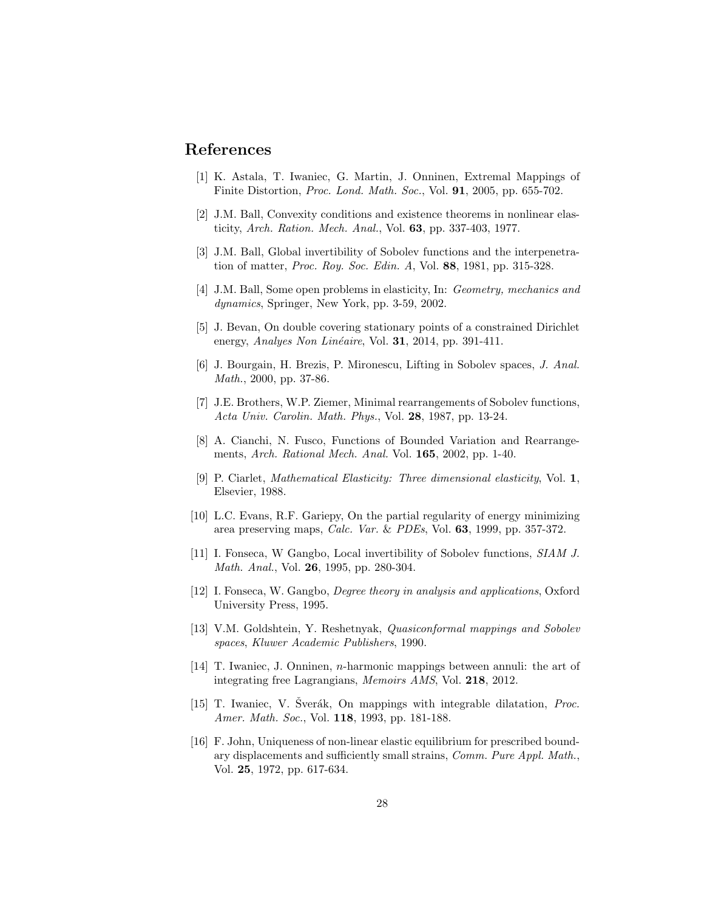## References

[1] K. Astala, T. Iwaniec, G. Martin, J. Onninen, Extremal Mappings of Finite Distortion, *Proc. Lond. Math. Soc.*, Vol. **91**, 2005, pp. 655-702.

[2] J.M. Ball, Convexity conditions and existence theorems in nonlinear elasticity, *Arch. Ration. Mech. Anal.*, Vol. **63**, pp. 337-403, 1977.

[3] J.M. Ball, Global invertibility of Sobolev functions and the interpenetration of matter, *Proc. Roy. Soc. Edin. A*, Vol. **88**, 1981, pp. 315-328.

[4] J.M. Ball, Some open problems in elasticity, In: *Geometry, mechanics and dynamics*, Springer, New York, pp. 3-59, 2002.

[5] J. Bevan, On double covering stationary points of a constrained Dirichlet energy, *Analyes Non Linéaire*, Vol. **31**, 2014, pp. 391-411.

[6] J. Bourgain, H. Brezis, P. Mironescu, Lifting in Sobolev spaces, *J. Anal. Math.*, 2000, pp. 37-86.

[7] J.E. Brothers, W.P. Ziemer, Minimal rearrangements of Sobolev functions, *Acta Univ. Carolin. Math. Phys.*, Vol. **28**, 1987, pp. 13-24.

[8] A. Cianchi, N. Fusco, Functions of Bounded Variation and Rearrangements, *Arch. Rational Mech. Anal.* Vol. **165**, 2002, pp. 1-40.

[9] P. Ciarlet, *Mathematical Elasticity: Three dimensional elasticity*, Vol. **1**, Elsevier, 1988.

[10] L.C. Evans, R.F. Gariepy, On the partial regularity of energy minimizing area preserving maps, *Calc. Var.* & *PDEs*, Vol. **63**, 1999, pp. 357-372.

[11] I. Fonseca, W Gangbo, Local invertibility of Sobolev functions, *SIAM J. Math. Anal.*, Vol. **26**, 1995, pp. 280-304.

[12] I. Fonseca, W. Gangbo, *Degree theory in analysis and applications*, Oxford University Press, 1995.

[13] V.M. Goldshtein, Y. Reshetnyak, *Quasiconformal mappings and Sobolev spaces*, *Kluwer Academic Publishers*, 1990.

[14] T. Iwaniec, J. Onninen, $n$-harmonic mappings between annuli: the art of integrating free Lagrangians, *Memoirs AMS*, Vol. **218**, 2012.

[15] T. Iwaniec, V. Šverák, On mappings with integrable dilatation, *Proc. Amer. Math. Soc.*, Vol. **118**, 1993, pp. 181-188.

[16] F. John, Uniqueness of non-linear elastic equilibrium for prescribed boundary displacements and sufficiently small strains, *Comm. Pure Appl. Math.*, Vol. **25**, 1972, pp. 617-634.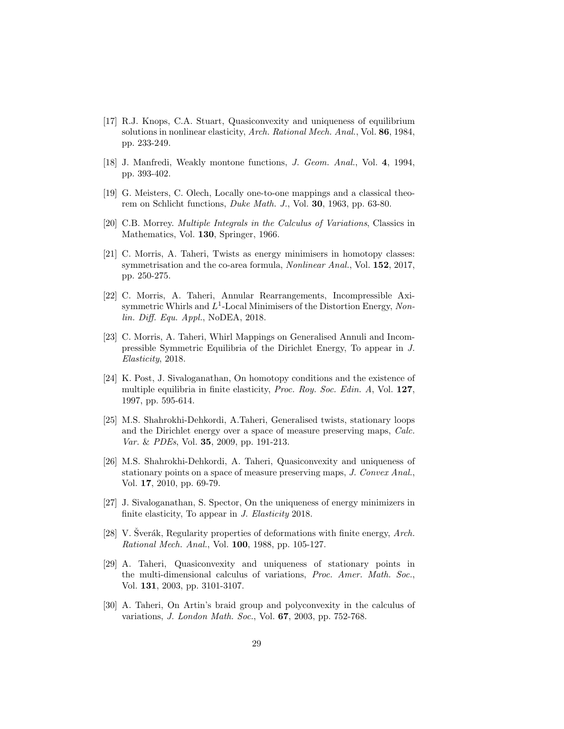[17] R.J. Knops, C.A. Stuart, Quasiconvexity and uniqueness of equilibrium solutions in nonlinear elasticity, *Arch. Rational Mech. Anal.*, Vol. **86**, 1984, pp. 233-249.

[18] J. Manfredi, Weakly montone functions, *J. Geom. Anal.*, Vol. **4**, 1994, pp. 393-402.

[19] G. Meisters, C. Olech, Locally one-to-one mappings and a classical theorem on Schlicht functions, *Duke Math. J.*, Vol. **30**, 1963, pp. 63-80.

[20] C.B. Morrey. *Multiple Integrals in the Calculus of Variations*, Classics in Mathematics, Vol. **130**, Springer, 1966.

[21] C. Morris, A. Taheri, Twists as energy minimisers in homotopy classes: symmetrisation and the co-area formula, *Nonlinear Anal.*, Vol. **152**, 2017, pp. 250-275.

[22] C. Morris, A. Taheri, Annular Rearrangements, Incompressible Axi-symmetric Whirls and $L^1$-Local Minimisers of the Distortion Energy, *Nonlin. Diff. Equ. Appl.*, NoDEA, 2018.

[23] C. Morris, A. Taheri, Whirl Mappings on Generalised Annuli and Incompressible Symmetric Equilibria of the Dirichlet Energy, To appear in *J. Elasticity*, 2018.

[24] K. Post, J. Sivaloganathan, On homotopy conditions and the existence of multiple equilibria in finite elasticity, *Proc. Roy. Soc. Edin. A*, Vol. **127**, 1997, pp. 595-614.

[25] M.S. Shahrokhi-Dehkordi, A.Taheri, Generalised twists, stationary loops and the Dirichlet energy over a space of measure preserving maps, *Calc. Var.* & *PDEs*, Vol. **35**, 2009, pp. 191-213.

[26] M.S. Shahrokhi-Dehkordi, A. Taheri, Quasiconvexity and uniqueness of stationary points on a space of measure preserving maps, *J. Convex Anal.*, Vol. **17**, 2010, pp. 69-79.

[27] J. Sivaloganathan, S. Spector, On the uniqueness of energy minimizers in finite elasticity, To appear in *J. Elasticity* 2018.

[28] V. Šverák, Regularity properties of deformations with finite energy, *Arch. Rational Mech. Anal.*, Vol. **100**, 1988, pp. 105-127.

[29] A. Taheri, Quasiconvexity and uniqueness of stationary points in the multi-dimensional calculus of variations, *Proc. Amer. Math. Soc.*, Vol. **131**, 2003, pp. 3101-3107.

[30] A. Taheri, On Artin's braid group and polyconvexity in the calculus of variations, *J. London Math. Soc.*, Vol. **67**, 2003, pp. 752-768.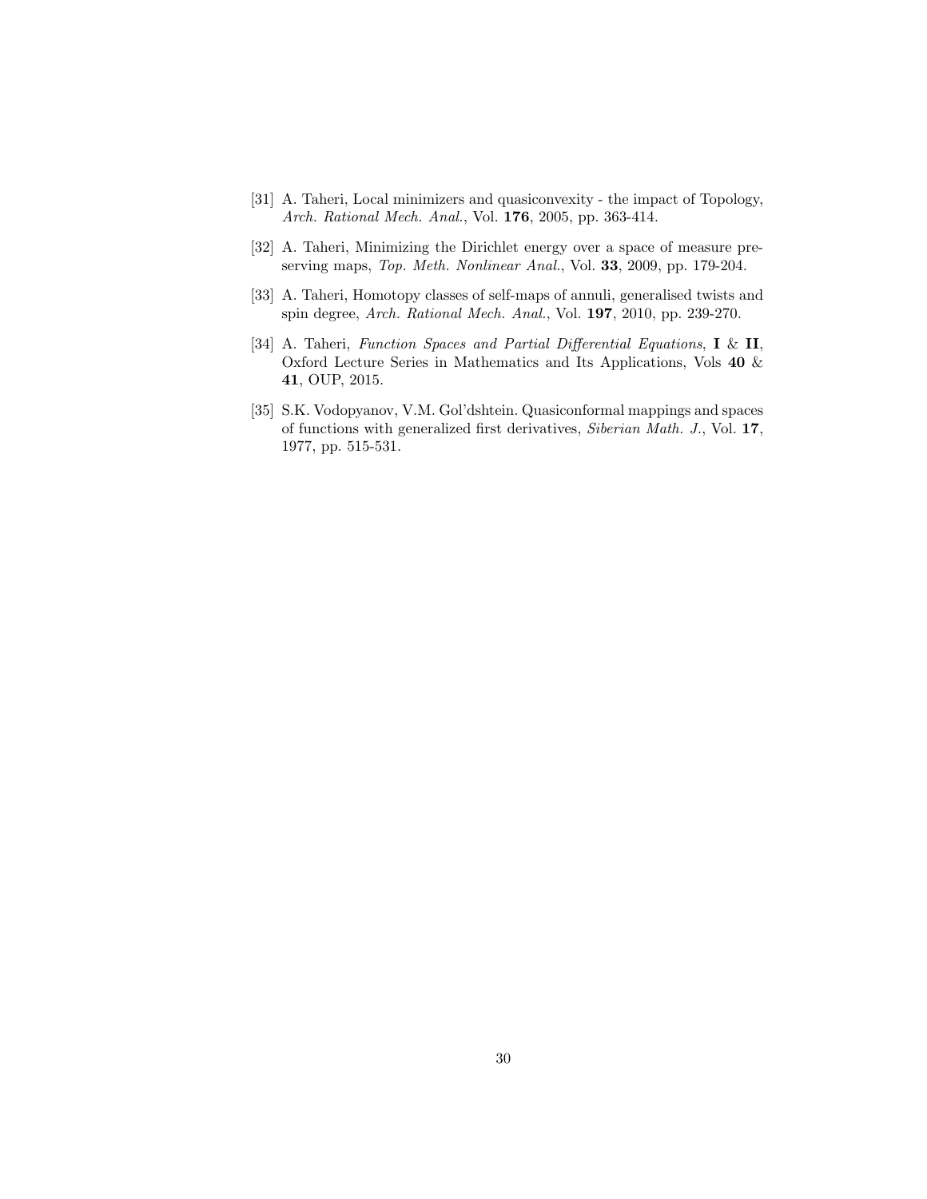[31] A. Taheri, Local minimizers and quasiconvexity - the impact of Topology, *Arch. Rational Mech. Anal.*, Vol. **176**, 2005, pp. 363-414.

[32] A. Taheri, Minimizing the Dirichlet energy over a space of measure preserving maps, *Top. Meth. Nonlinear Anal.*, Vol. **33**, 2009, pp. 179-204.

[33] A. Taheri, Homotopy classes of self-maps of annuli, generalised twists and spin degree, *Arch. Rational Mech. Anal.*, Vol. **197**, 2010, pp. 239-270.

[34] A. Taheri, *Function Spaces and Partial Differential Equations*, **I** & **II**, Oxford Lecture Series in Mathematics and Its Applications, Vols **40** & **41**, OUP, 2015.

[35] S.K. Vodopyanov, V.M. Gol'dshtein. Quasiconformal mappings and spaces of functions with generalized first derivatives, *Siberian Math. J.*, Vol. **17**, 1977, pp. 515-531.